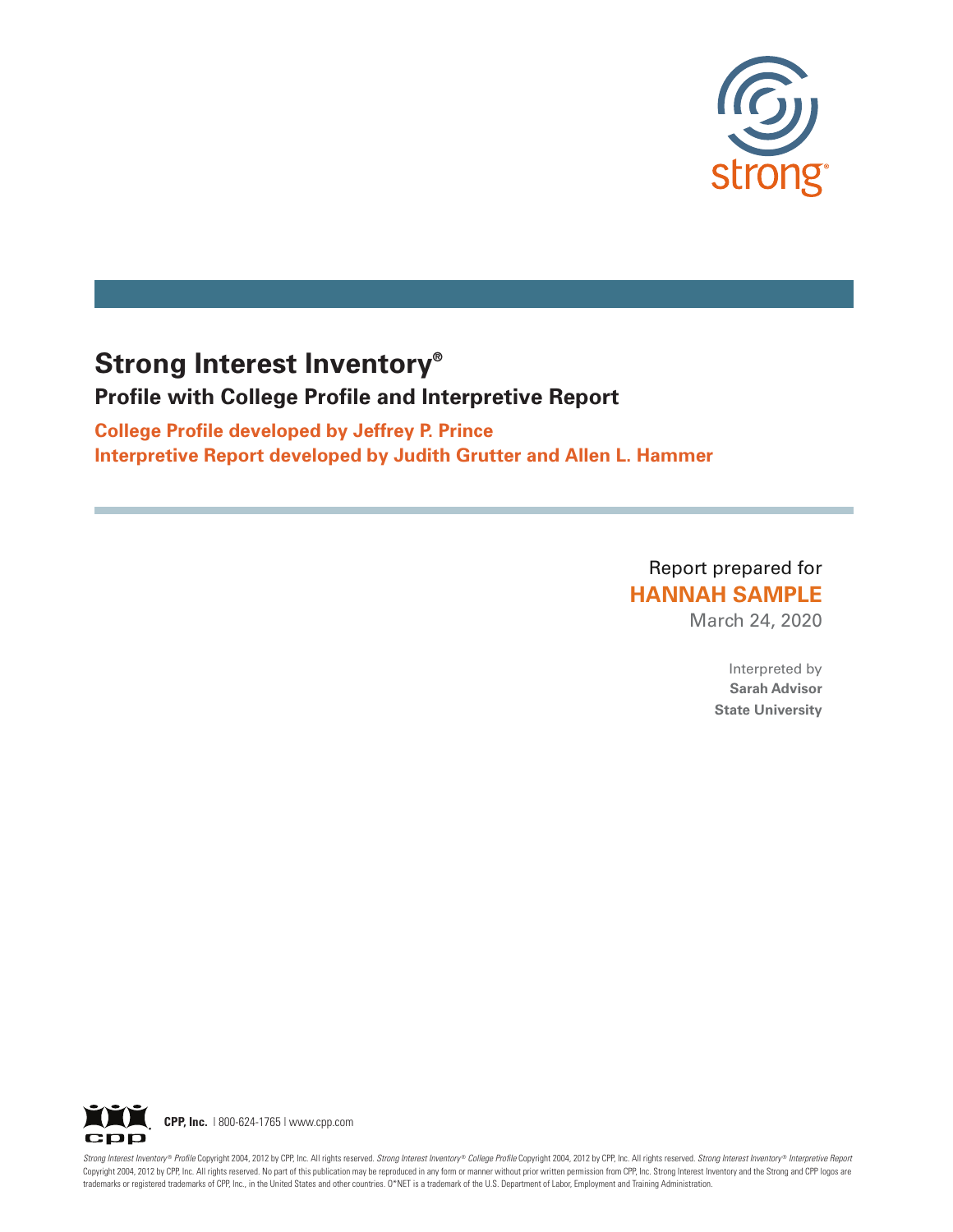strong®

# Strong Interest Inventory®

## Profile with College Profile and Interpretive Report

**College Profile developed by Jeffrey P. Prince**
**Interpretive Report developed by Judith Grutter and Allen L. Hammer**

Report prepared for
**HANNAH SAMPLE**
March 24, 2020

Interpreted by
**Sarah Advisor**
**State University**

**CPP, Inc.** | 800-624-1765 | www.cpp.com

*Strong Interest Inventory® Profile* Copyright 2004, 2012 by CPP, Inc. All rights reserved. *Strong Interest Inventory® College Profile* Copyright 2004, 2012 by CPP, Inc. All rights reserved. *Strong Interest Inventory® Interpretive Report* Copyright 2004, 2012 by CPP, Inc. All rights reserved. No part of this publication may be reproduced in any form or manner without prior written permission from CPP, Inc. Strong Interest Inventory and the Strong and CPP logos are trademarks or registered trademarks of CPP, Inc., in the United States and other countries. O*NET is a trademark of the U.S. Department of Labor, Employment and Training Administration.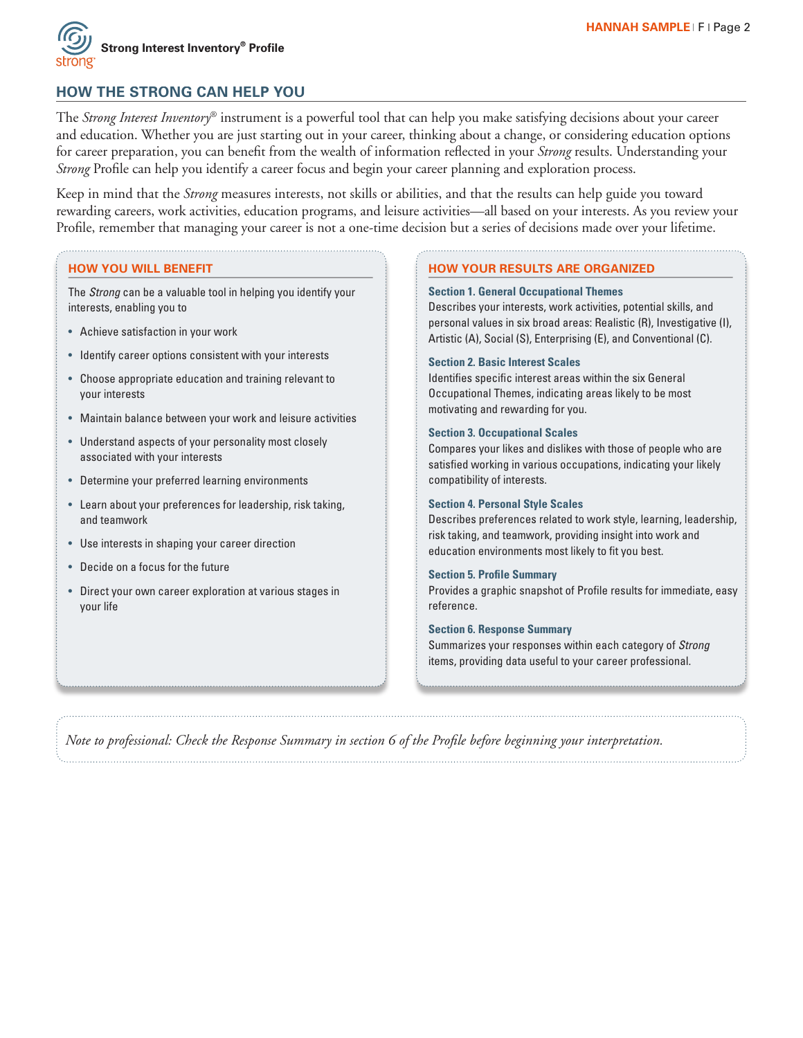## HOW THE STRONG CAN HELP YOU

The *Strong Interest Inventory®* instrument is a powerful tool that can help you make satisfying decisions about your career and education. Whether you are just starting out in your career, thinking about a change, or considering education options for career preparation, you can benefit from the wealth of information reflected in your *Strong* results. Understanding your *Strong* Profile can help you identify a career focus and begin your career planning and exploration process.

Keep in mind that the *Strong* measures interests, not skills or abilities, and that the results can help guide you toward rewarding careers, work activities, education programs, and leisure activities—all based on your interests. As you review your Profile, remember that managing your career is not a one-time decision but a series of decisions made over your lifetime.

### HOW YOU WILL BENEFIT

The *Strong* can be a valuable tool in helping you identify your interests, enabling you to

- Achieve satisfaction in your work
- Identify career options consistent with your interests
- Choose appropriate education and training relevant to your interests
- Maintain balance between your work and leisure activities
- Understand aspects of your personality most closely associated with your interests
- Determine your preferred learning environments
- Learn about your preferences for leadership, risk taking, and teamwork
- Use interests in shaping your career direction
- Decide on a focus for the future
- Direct your own career exploration at various stages in your life

### HOW YOUR RESULTS ARE ORGANIZED

**Section 1. General Occupational Themes**
Describes your interests, work activities, potential skills, and personal values in six broad areas: Realistic (R), Investigative (I), Artistic (A), Social (S), Enterprising (E), and Conventional (C).

**Section 2. Basic Interest Scales**
Identifies specific interest areas within the six General Occupational Themes, indicating areas likely to be most motivating and rewarding for you.

**Section 3. Occupational Scales**
Compares your likes and dislikes with those of people who are satisfied working in various occupations, indicating your likely compatibility of interests.

**Section 4. Personal Style Scales**
Describes preferences related to work style, learning, leadership, risk taking, and teamwork, providing insight into work and education environments most likely to fit you best.

**Section 5. Profile Summary**
Provides a graphic snapshot of Profile results for immediate, easy reference.

**Section 6. Response Summary**
Summarizes your responses within each category of *Strong* items, providing data useful to your career professional.

*Note to professional: Check the Response Summary in section 6 of the Profile before beginning your interpretation.*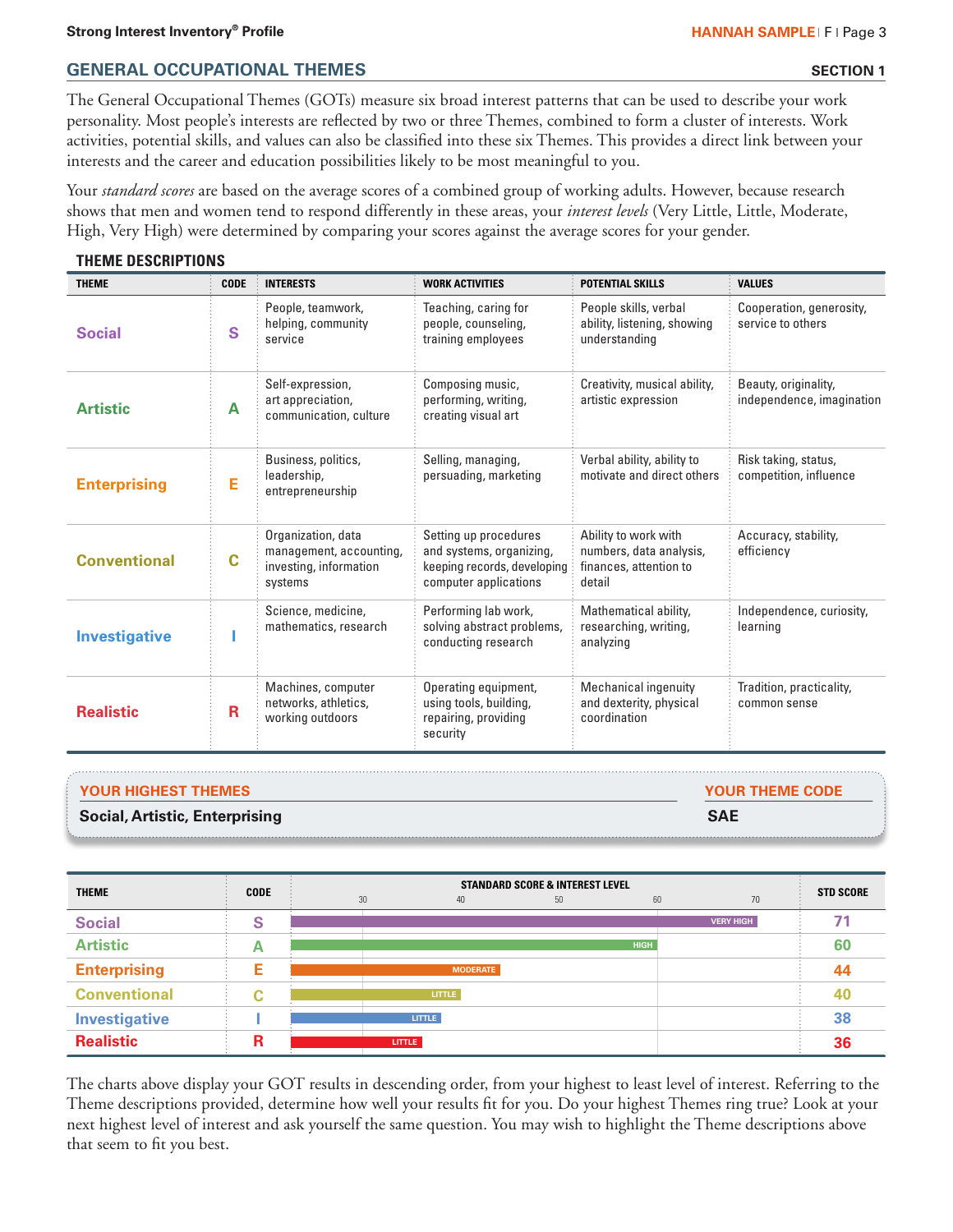## GENERAL OCCUPATIONAL THEMES

**SECTION 1**

The General Occupational Themes (GOTs) measure six broad interest patterns that can be used to describe your work personality. Most people's interests are reflected by two or three Themes, combined to form a cluster of interests. Work activities, potential skills, and values can also be classified into these six Themes. This provides a direct link between your interests and the career and education possibilities likely to be most meaningful to you.

Your *standard scores* are based on the average scores of a combined group of working adults. However, because research shows that men and women tend to respond differently in these areas, your *interest levels* (Very Little, Little, Moderate, High, Very High) were determined by comparing your scores against the average scores for your gender.

### THEME DESCRIPTIONS

| THEME | CODE | INTERESTS | WORK ACTIVITIES | POTENTIAL SKILLS | VALUES |
|---|---|---|---|---|---|
| **Social** | **S** | People, teamwork, helping, community service | Teaching, caring for people, counseling, training employees | People skills, verbal ability, listening, showing understanding | Cooperation, generosity, service to others |
| **Artistic** | **A** | Self-expression, art appreciation, communication, culture | Composing music, performing, writing, creating visual art | Creativity, musical ability, artistic expression | Beauty, originality, independence, imagination |
| **Enterprising** | **E** | Business, politics, leadership, entrepreneurship | Selling, managing, persuading, marketing | Verbal ability, ability to motivate and direct others | Risk taking, status, competition, influence |
| **Conventional** | **C** | Organization, data management, accounting, investing, information systems | Setting up procedures and systems, organizing, keeping records, developing computer applications | Ability to work with numbers, data analysis, finances, attention to detail | Accuracy, stability, efficiency |
| **Investigative** | **I** | Science, medicine, mathematics, research | Performing lab work, solving abstract problems, conducting research | Mathematical ability, researching, writing, analyzing | Independence, curiosity, learning |
| **Realistic** | **R** | Machines, computer networks, athletics, working outdoors | Operating equipment, using tools, building, repairing, providing security | Mechanical ingenuity and dexterity, physical coordination | Tradition, practicality, common sense |

| YOUR HIGHEST THEMES | YOUR THEME CODE |
|---|---|
| **Social, Artistic, Enterprising** | **SAE** |

| THEME | CODE | STANDARD SCORE & INTEREST LEVEL | STD SCORE |
|---|---|---|---|
| **Social** | **S** | VERY HIGH | **71** |
| **Artistic** | **A** | HIGH | **60** |
| **Enterprising** | **E** | MODERATE | **44** |
| **Conventional** | **C** | LITTLE | **40** |
| **Investigative** | **I** | LITTLE | **38** |
| **Realistic** | **R** | LITTLE | **36** |

The charts above display your GOT results in descending order, from your highest to least level of interest. Referring to the Theme descriptions provided, determine how well your results fit for you. Do your highest Themes ring true? Look at your next highest level of interest and ask yourself the same question. You may wish to highlight the Theme descriptions above that seem to fit you best.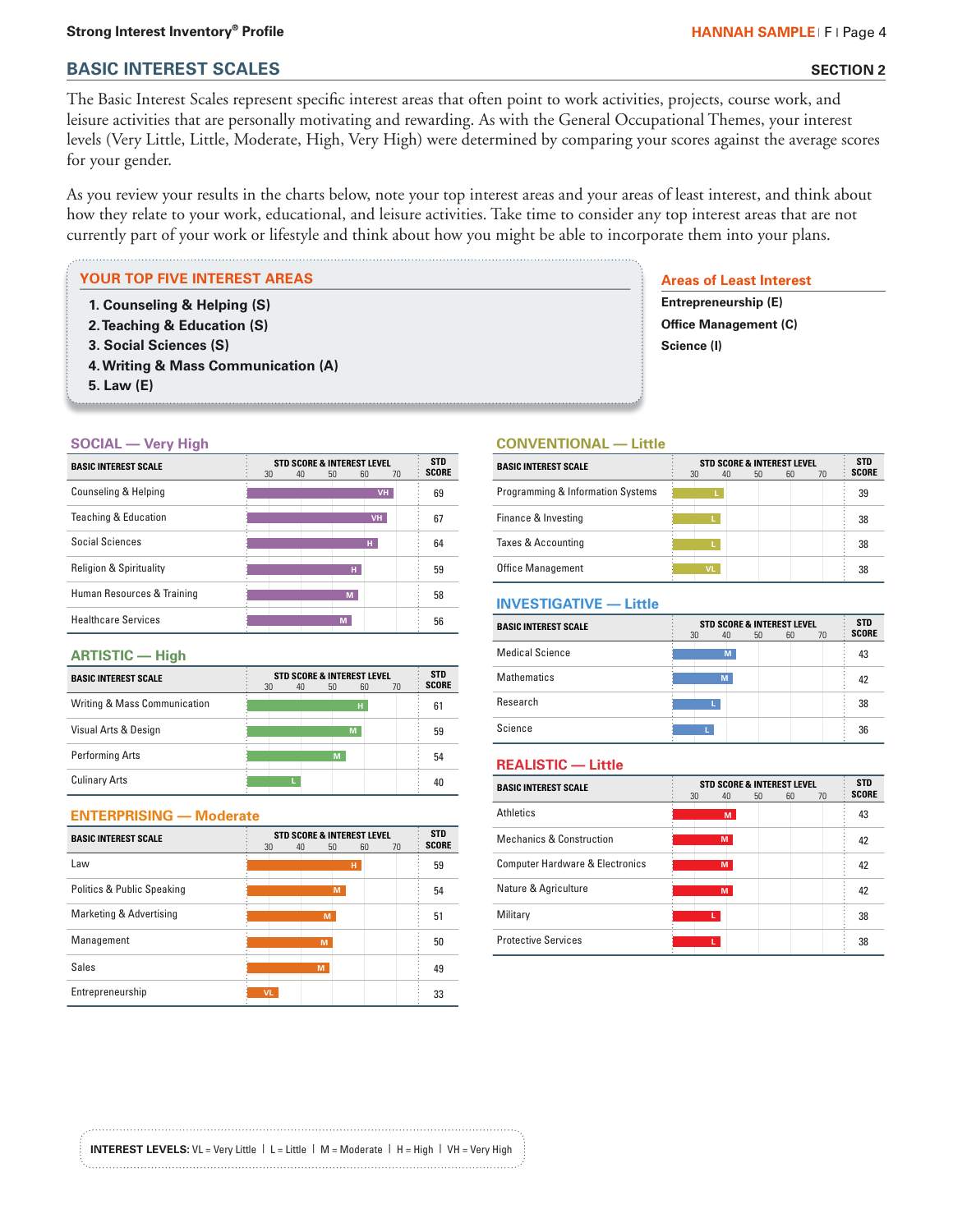## BASIC INTEREST SCALES

SECTION 2

The Basic Interest Scales represent specific interest areas that often point to work activities, projects, course work, and leisure activities that are personally motivating and rewarding. As with the General Occupational Themes, your interest levels (Very Little, Little, Moderate, High, Very High) were determined by comparing your scores against the average scores for your gender.

As you review your results in the charts below, note your top interest areas and your areas of least interest, and think about how they relate to your work, educational, and leisure activities. Take time to consider any top interest areas that are not currently part of your work or lifestyle and think about how you might be able to incorporate them into your plans.

### YOUR TOP FIVE INTEREST AREAS

1. **Counseling & Helping (S)**
2. **Teaching & Education (S)**
3. **Social Sciences (S)**
4. **Writing & Mass Communication (A)**
5. **Law (E)**

### Areas of Least Interest

**Entrepreneurship (E)**
**Office Management (C)**
**Science (I)**

### SOCIAL — Very High

| BASIC INTEREST SCALE | STD SCORE & INTEREST LEVEL | STD SCORE |
|---|---|---|
| Counseling & Helping | VH | 69 |
| Teaching & Education | VH | 67 |
| Social Sciences | H | 64 |
| Religion & Spirituality | H | 59 |
| Human Resources & Training | M | 58 |
| Healthcare Services | M | 56 |

### ARTISTIC — High

| BASIC INTEREST SCALE | STD SCORE & INTEREST LEVEL | STD SCORE |
|---|---|---|
| Writing & Mass Communication | H | 61 |
| Visual Arts & Design | M | 59 |
| Performing Arts | M | 54 |
| Culinary Arts | L | 40 |

### ENTERPRISING — Moderate

| BASIC INTEREST SCALE | STD SCORE & INTEREST LEVEL | STD SCORE |
|---|---|---|
| Law | H | 59 |
| Politics & Public Speaking | M | 54 |
| Marketing & Advertising | M | 51 |
| Management | M | 50 |
| Sales | M | 49 |
| Entrepreneurship | VL | 33 |

### CONVENTIONAL — Little

| BASIC INTEREST SCALE | STD SCORE & INTEREST LEVEL | STD SCORE |
|---|---|---|
| Programming & Information Systems | L | 39 |
| Finance & Investing | L | 38 |
| Taxes & Accounting | L | 38 |
| Office Management | VL | 38 |

### INVESTIGATIVE — Little

| BASIC INTEREST SCALE | STD SCORE & INTEREST LEVEL | STD SCORE |
|---|---|---|
| Medical Science | M | 43 |
| Mathematics | M | 42 |
| Research | L | 38 |
| Science | L | 36 |

### REALISTIC — Little

| BASIC INTEREST SCALE | STD SCORE & INTEREST LEVEL | STD SCORE |
|---|---|---|
| Athletics | M | 43 |
| Mechanics & Construction | M | 42 |
| Computer Hardware & Electronics | M | 42 |
| Nature & Agriculture | M | 42 |
| Military | L | 38 |
| Protective Services | L | 38 |

**INTEREST LEVELS:** VL = Very Little | L = Little | M = Moderate | H = High | VH = Very High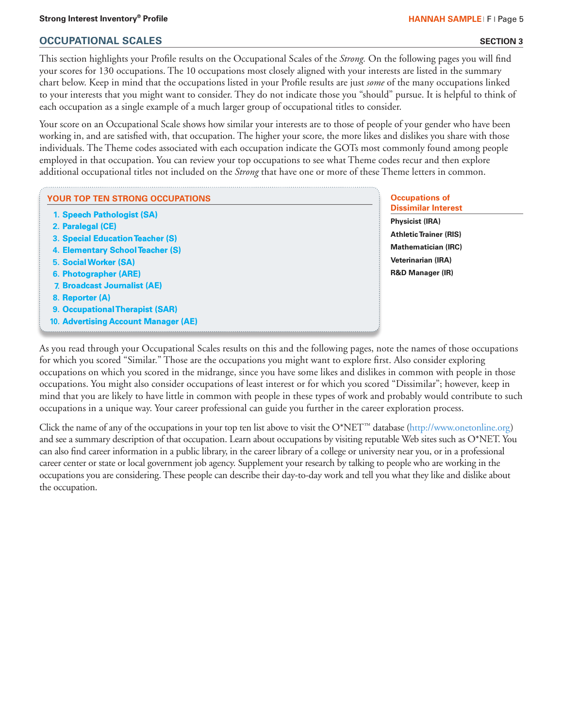## OCCUPATIONAL SCALES

**SECTION 3**

This section highlights your Profile results on the Occupational Scales of the *Strong.* On the following pages you will find your scores for 130 occupations. The 10 occupations most closely aligned with your interests are listed in the summary chart below. Keep in mind that the occupations listed in your Profile results are just *some* of the many occupations linked to your interests that you might want to consider. They do not indicate those you "should" pursue. It is helpful to think of each occupation as a single example of a much larger group of occupational titles to consider.

Your score on an Occupational Scale shows how similar your interests are to those of people of your gender who have been working in, and are satisfied with, that occupation. The higher your score, the more likes and dislikes you share with those individuals. The Theme codes associated with each occupation indicate the GOTs most commonly found among people employed in that occupation. You can review your top occupations to see what Theme codes recur and then explore additional occupational titles not included on the *Strong* that have one or more of these Theme letters in common.

### YOUR TOP TEN STRONG OCCUPATIONS

1. **Speech Pathologist (SA)**
2. **Paralegal (CE)**
3. **Special Education Teacher (S)**
4. **Elementary School Teacher (S)**
5. **Social Worker (SA)**
6. **Photographer (ARE)**
7. **Broadcast Journalist (AE)**
8. **Reporter (A)**
9. **Occupational Therapist (SAR)**
10. **Advertising Account Manager (AE)**

### Occupations of Dissimilar Interest

**Physicist (IRA)**
**Athletic Trainer (RIS)**
**Mathematician (IRC)**
**Veterinarian (IRA)**
**R&D Manager (IR)**

As you read through your Occupational Scales results on this and the following pages, note the names of those occupations for which you scored "Similar." Those are the occupations you might want to explore first. Also consider exploring occupations on which you scored in the midrange, since you have some likes and dislikes in common with people in those occupations. You might also consider occupations of least interest or for which you scored "Dissimilar"; however, keep in mind that you are likely to have little in common with people in these types of work and probably would contribute to such occupations in a unique way. Your career professional can guide you further in the career exploration process.

Click the name of any of the occupations in your top ten list above to visit the O*NET™ database (http://www.onetonline.org) and see a summary description of that occupation. Learn about occupations by visiting reputable Web sites such as O*NET. You can also find career information in a public library, in the career library of a college or university near you, or in a professional career center or state or local government job agency. Supplement your research by talking to people who are working in the occupations you are considering. These people can describe their day-to-day work and tell you what they like and dislike about the occupation.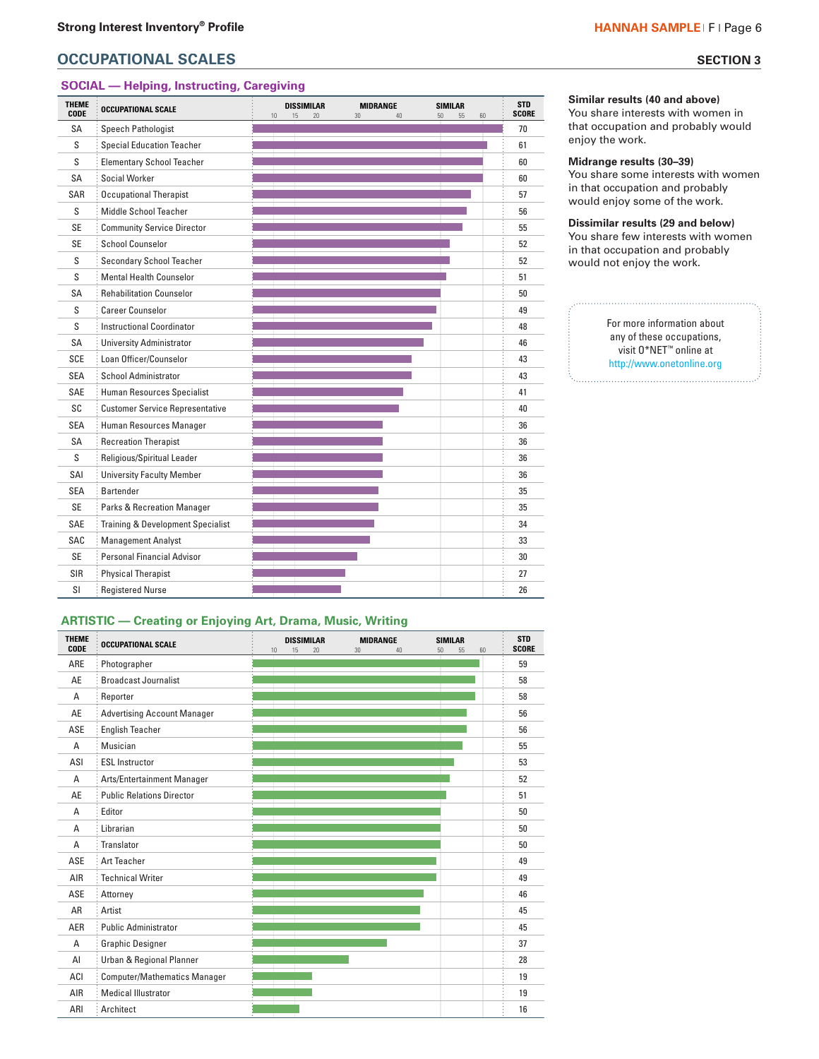## OCCUPATIONAL SCALES

SECTION 3

### SOCIAL — Helping, Instructing, Caregiving

| THEME CODE | OCCUPATIONAL SCALE | STD SCORE |
|---|---|---|
| SA | Speech Pathologist | 70 |
| S | Special Education Teacher | 61 |
| S | Elementary School Teacher | 60 |
| SA | Social Worker | 60 |
| SAR | Occupational Therapist | 57 |
| S | Middle School Teacher | 56 |
| SE | Community Service Director | 55 |
| SE | School Counselor | 52 |
| S | Secondary School Teacher | 52 |
| S | Mental Health Counselor | 51 |
| SA | Rehabilitation Counselor | 50 |
| S | Career Counselor | 49 |
| S | Instructional Coordinator | 48 |
| SA | University Administrator | 46 |
| SCE | Loan Officer/Counselor | 43 |
| SEA | School Administrator | 43 |
| SAE | Human Resources Specialist | 41 |
| SC | Customer Service Representative | 40 |
| SEA | Human Resources Manager | 36 |
| SA | Recreation Therapist | 36 |
| S | Religious/Spiritual Leader | 36 |
| SAI | University Faculty Member | 36 |
| SEA | Bartender | 35 |
| SE | Parks & Recreation Manager | 35 |
| SAE | Training & Development Specialist | 34 |
| SAC | Management Analyst | 33 |
| SE | Personal Financial Advisor | 30 |
| SIR | Physical Therapist | 27 |
| SI | Registered Nurse | 26 |

### ARTISTIC — Creating or Enjoying Art, Drama, Music, Writing

| THEME CODE | OCCUPATIONAL SCALE | STD SCORE |
|---|---|---|
| ARE | Photographer | 59 |
| AE | Broadcast Journalist | 58 |
| A | Reporter | 58 |
| AE | Advertising Account Manager | 56 |
| ASE | English Teacher | 56 |
| A | Musician | 55 |
| ASI | ESL Instructor | 53 |
| A | Arts/Entertainment Manager | 52 |
| AE | Public Relations Director | 51 |
| A | Editor | 50 |
| A | Librarian | 50 |
| A | Translator | 50 |
| ASE | Art Teacher | 49 |
| AIR | Technical Writer | 49 |
| ASE | Attorney | 46 |
| AR | Artist | 45 |
| AER | Public Administrator | 45 |
| A | Graphic Designer | 37 |
| AI | Urban & Regional Planner | 28 |
| ACI | Computer/Mathematics Manager | 19 |
| AIR | Medical Illustrator | 19 |
| ARI | Architect | 16 |

**Similar results (40 and above)**
You share interests with women in that occupation and probably would enjoy the work.

**Midrange results (30–39)**
You share some interests with women in that occupation and probably would enjoy some of the work.

**Dissimilar results (29 and below)**
You share few interests with women in that occupation and probably would not enjoy the work.

For more information about any of these occupations, visit O*NET™ online at http://www.onetonline.org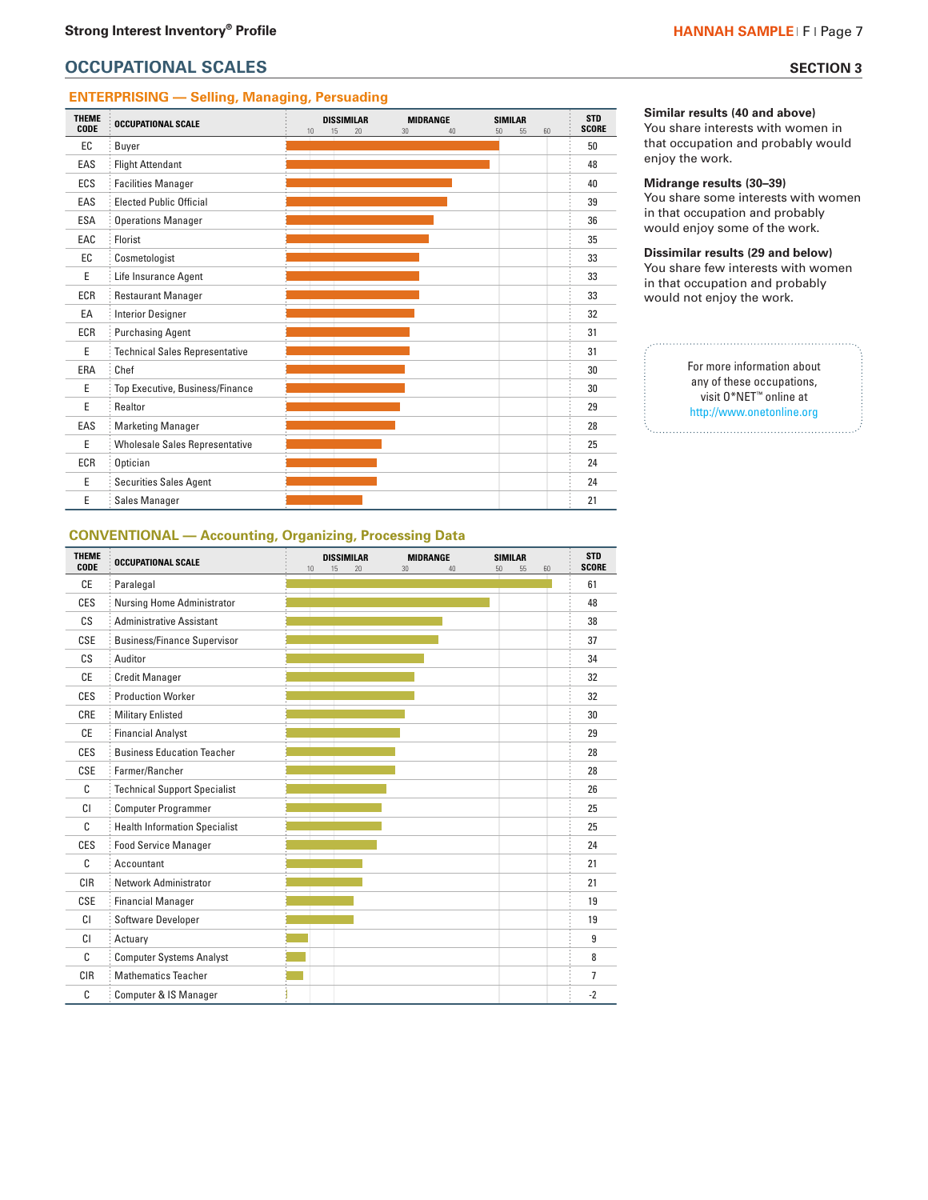## OCCUPATIONAL SCALES

SECTION 3

### ENTERPRISING — Selling, Managing, Persuading

| THEME CODE | OCCUPATIONAL SCALE | STD SCORE |
|---|---|---|
| EC | Buyer | 50 |
| EAS | Flight Attendant | 48 |
| ECS | Facilities Manager | 40 |
| EAS | Elected Public Official | 39 |
| ESA | Operations Manager | 36 |
| EAC | Florist | 35 |
| EC | Cosmetologist | 33 |
| E | Life Insurance Agent | 33 |
| ECR | Restaurant Manager | 33 |
| EA | Interior Designer | 32 |
| ECR | Purchasing Agent | 31 |
| E | Technical Sales Representative | 31 |
| ERA | Chef | 30 |
| E | Top Executive, Business/Finance | 30 |
| E | Realtor | 29 |
| EAS | Marketing Manager | 28 |
| E | Wholesale Sales Representative | 25 |
| ECR | Optician | 24 |
| E | Securities Sales Agent | 24 |
| E | Sales Manager | 21 |

### CONVENTIONAL — Accounting, Organizing, Processing Data

| THEME CODE | OCCUPATIONAL SCALE | STD SCORE |
|---|---|---|
| CE | Paralegal | 61 |
| CES | Nursing Home Administrator | 48 |
| CS | Administrative Assistant | 38 |
| CSE | Business/Finance Supervisor | 37 |
| CS | Auditor | 34 |
| CE | Credit Manager | 32 |
| CES | Production Worker | 32 |
| CRE | Military Enlisted | 30 |
| CE | Financial Analyst | 29 |
| CES | Business Education Teacher | 28 |
| CSE | Farmer/Rancher | 28 |
| C | Technical Support Specialist | 26 |
| CI | Computer Programmer | 25 |
| C | Health Information Specialist | 25 |
| CES | Food Service Manager | 24 |
| C | Accountant | 21 |
| CIR | Network Administrator | 21 |
| CSE | Financial Manager | 19 |
| CI | Software Developer | 19 |
| CI | Actuary | 9 |
| C | Computer Systems Analyst | 8 |
| CIR | Mathematics Teacher | 7 |
| C | Computer & IS Manager | -2 |

**Similar results (40 and above)**
You share interests with women in that occupation and probably would enjoy the work.

**Midrange results (30–39)**
You share some interests with women in that occupation and probably would enjoy some of the work.

**Dissimilar results (29 and below)**
You share few interests with women in that occupation and probably would not enjoy the work.

For more information about any of these occupations, visit O*NET™ online at http://www.onetonline.org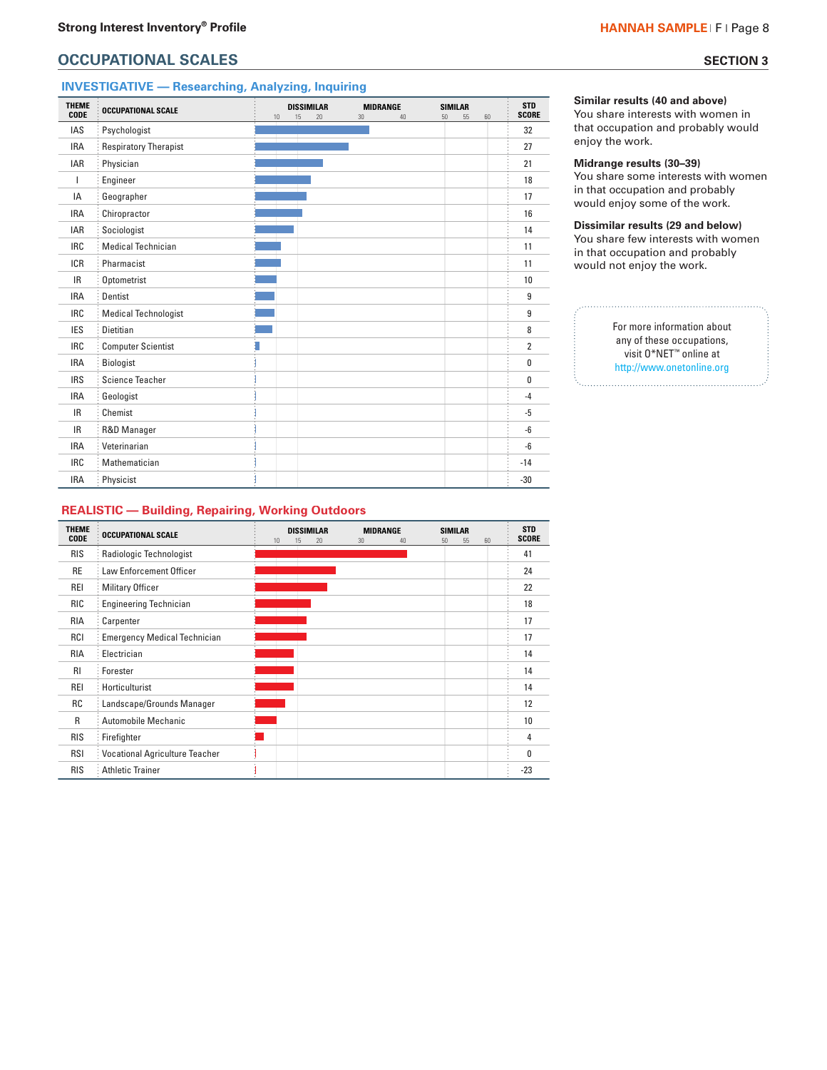## OCCUPATIONAL SCALES

**SECTION 3**

### INVESTIGATIVE — Researching, Analyzing, Inquiring

| THEME CODE | OCCUPATIONAL SCALE | STD SCORE |
|---|---|---|
| IAS | Psychologist | 32 |
| IRA | Respiratory Therapist | 27 |
| IAR | Physician | 21 |
| I | Engineer | 18 |
| IA | Geographer | 17 |
| IRA | Chiropractor | 16 |
| IAR | Sociologist | 14 |
| IRC | Medical Technician | 11 |
| ICR | Pharmacist | 11 |
| IR | Optometrist | 10 |
| IRA | Dentist | 9 |
| IRC | Medical Technologist | 9 |
| IES | Dietitian | 8 |
| IRC | Computer Scientist | 2 |
| IRA | Biologist | 0 |
| IRS | Science Teacher | 0 |
| IRA | Geologist | -4 |
| IR | Chemist | -5 |
| IR | R&D Manager | -6 |
| IRA | Veterinarian | -6 |
| IRC | Mathematician | -14 |
| IRA | Physicist | -30 |

### REALISTIC — Building, Repairing, Working Outdoors

| THEME CODE | OCCUPATIONAL SCALE | STD SCORE |
|---|---|---|
| RIS | Radiologic Technologist | 41 |
| RE | Law Enforcement Officer | 24 |
| REI | Military Officer | 22 |
| RIC | Engineering Technician | 18 |
| RIA | Carpenter | 17 |
| RCI | Emergency Medical Technician | 17 |
| RIA | Electrician | 14 |
| RI | Forester | 14 |
| REI | Horticulturist | 14 |
| RC | Landscape/Grounds Manager | 12 |
| R | Automobile Mechanic | 10 |
| RIS | Firefighter | 4 |
| RSI | Vocational Agriculture Teacher | 0 |
| RIS | Athletic Trainer | -23 |

**Similar results (40 and above)**
You share interests with women in that occupation and probably would enjoy the work.

**Midrange results (30–39)**
You share some interests with women in that occupation and probably would enjoy some of the work.

**Dissimilar results (29 and below)**
You share few interests with women in that occupation and probably would not enjoy the work.

For more information about any of these occupations, visit O*NET™ online at http://www.onetonline.org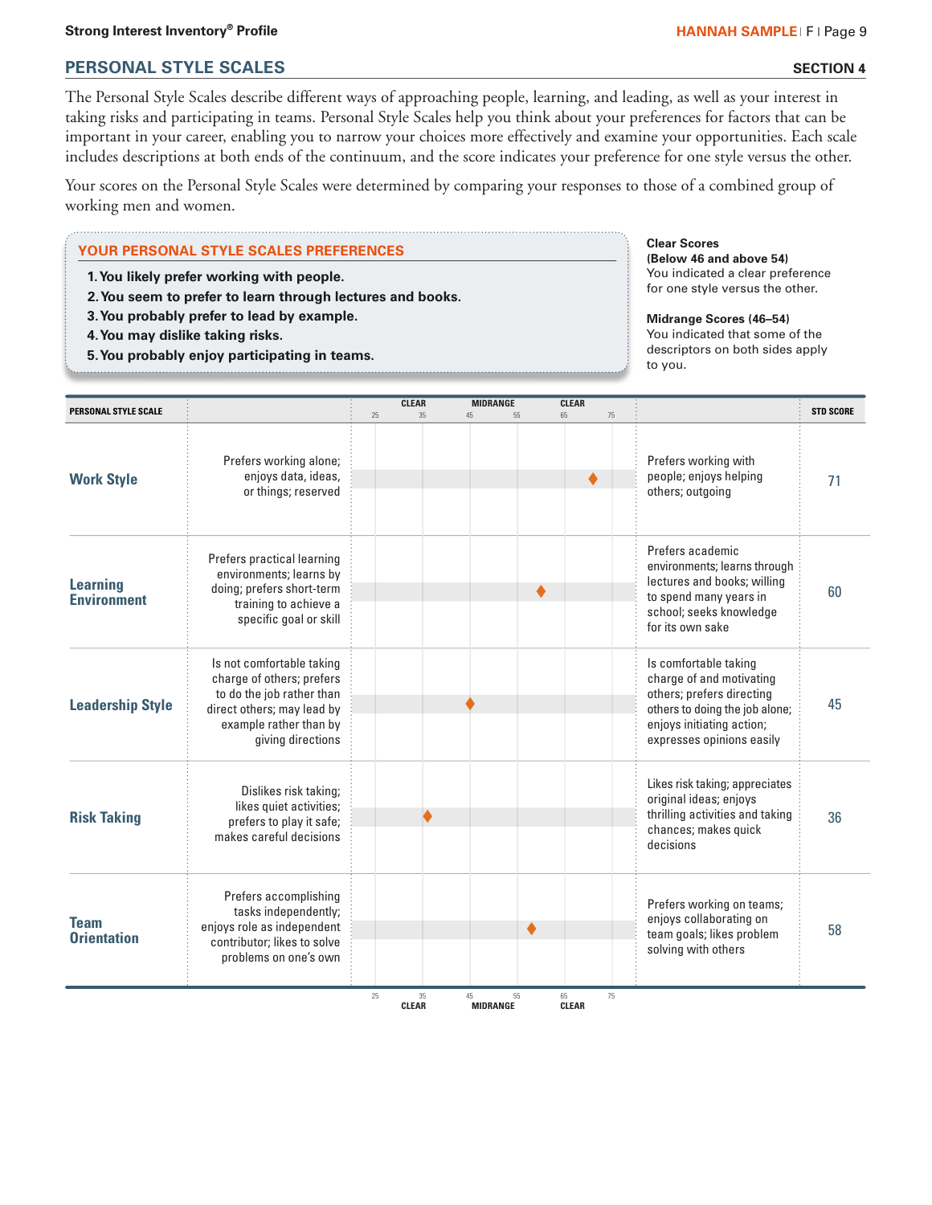## PERSONAL STYLE SCALES

**SECTION 4**

The Personal Style Scales describe different ways of approaching people, learning, and leading, as well as your interest in taking risks and participating in teams. Personal Style Scales help you think about your preferences for factors that can be important in your career, enabling you to narrow your choices more effectively and examine your opportunities. Each scale includes descriptions at both ends of the continuum, and the score indicates your preference for one style versus the other.

Your scores on the Personal Style Scales were determined by comparing your responses to those of a combined group of working men and women.

### YOUR PERSONAL STYLE SCALES PREFERENCES

1. **You likely prefer working with people.**
2. **You seem to prefer to learn through lectures and books.**
3. **You probably prefer to lead by example.**
4. **You may dislike taking risks.**
5. **You probably enjoy participating in teams.**

**Clear Scores (Below 46 and above 54)**
You indicated a clear preference for one style versus the other.

**Midrange Scores (46–54)**
You indicated that some of the descriptors on both sides apply to you.

| PERSONAL STYLE SCALE | | CLEAR (25–45) / MIDRANGE (45–55) / CLEAR (55–75) | | STD SCORE |
|---|---|---|---|---|
| **Work Style** | Prefers working alone; enjoys data, ideas, or things; reserved | ◆ | Prefers working with people; enjoys helping others; outgoing | 71 |
| **Learning Environment** | Prefers practical learning environments; learns by doing; prefers short-term training to achieve a specific goal or skill | ◆ | Prefers academic environments; learns through lectures and books; willing to spend many years in school; seeks knowledge for its own sake | 60 |
| **Leadership Style** | Is not comfortable taking charge of others; prefers to do the job rather than direct others; may lead by example rather than by giving directions | ◆ | Is comfortable taking charge of and motivating others; prefers directing others to doing the job alone; enjoys initiating action; expresses opinions easily | 45 |
| **Risk Taking** | Dislikes risk taking; likes quiet activities; prefers to play it safe; makes careful decisions | ◆ | Likes risk taking; appreciates original ideas; enjoys thrilling activities and taking chances; makes quick decisions | 36 |
| **Team Orientation** | Prefers accomplishing tasks independently; enjoys role as independent contributor; likes to solve problems on one's own | ◆ | Prefers working on teams; enjoys collaborating on team goals; likes problem solving with others | 58 |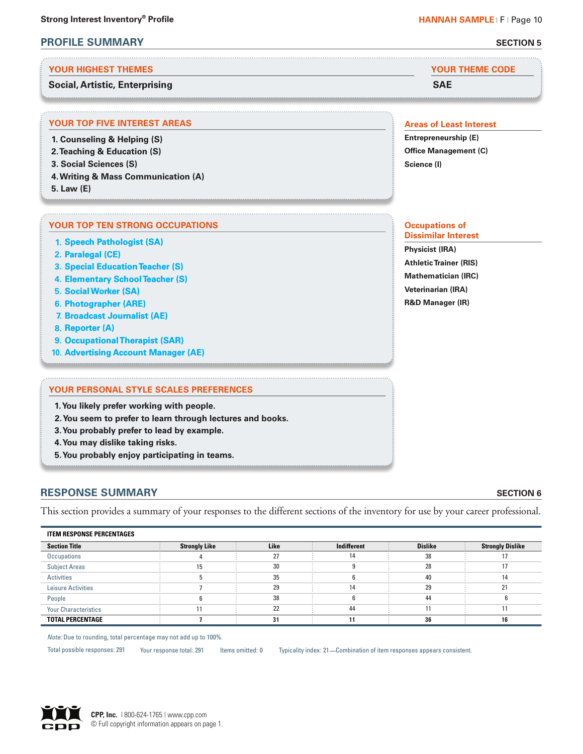## PROFILE SUMMARY

SECTION 5

### YOUR HIGHEST THEMES

**Social, Artistic, Enterprising**

### YOUR THEME CODE

**SAE**

### YOUR TOP FIVE INTEREST AREAS

1. Counseling & Helping (S)
2. Teaching & Education (S)
3. Social Sciences (S)
4. Writing & Mass Communication (A)
5. Law (E)

### Areas of Least Interest

- Entrepreneurship (E)
- Office Management (C)
- Science (I)

### YOUR TOP TEN STRONG OCCUPATIONS

1. Speech Pathologist (SA)
2. Paralegal (CE)
3. Special Education Teacher (S)
4. Elementary School Teacher (S)
5. Social Worker (SA)
6. Photographer (ARE)
7. Broadcast Journalist (AE)
8. Reporter (A)
9. Occupational Therapist (SAR)
10. Advertising Account Manager (AE)

### Occupations of Dissimilar Interest

- Physicist (IRA)
- Athletic Trainer (RIS)
- Mathematician (IRC)
- Veterinarian (IRA)
- R&D Manager (IR)

### YOUR PERSONAL STYLE SCALES PREFERENCES

1. You likely prefer working with people.
2. You seem to prefer to learn through lectures and books.
3. You probably prefer to lead by example.
4. You may dislike taking risks.
5. You probably enjoy participating in teams.

## RESPONSE SUMMARY

SECTION 6

This section provides a summary of your responses to the different sections of the inventory for use by your career professional.

**ITEM RESPONSE PERCENTAGES**

| Section Title | Strongly Like | Like | Indifferent | Dislike | Strongly Dislike |
|---|---|---|---|---|---|
| Occupations | 4 | 27 | 14 | 38 | 17 |
| Subject Areas | 15 | 30 | 9 | 28 | 17 |
| Activities | 5 | 35 | 6 | 40 | 14 |
| Leisure Activities | 7 | 29 | 14 | 29 | 21 |
| People | 6 | 38 | 6 | 44 | 6 |
| Your Characteristics | 11 | 22 | 44 | 11 | 11 |
| **TOTAL PERCENTAGE** | **7** | **31** | **11** | **36** | **16** |

*Note:* Due to rounding, total percentage may not add up to 100%.

Total possible responses: 291 Your response total: 291 Items omitted: 0 Typicality index: 21—Combination of item responses appears consistent.

**CPP, Inc.** | 800-624-1765 | www.cpp.com
© Full copyright information appears on page 1.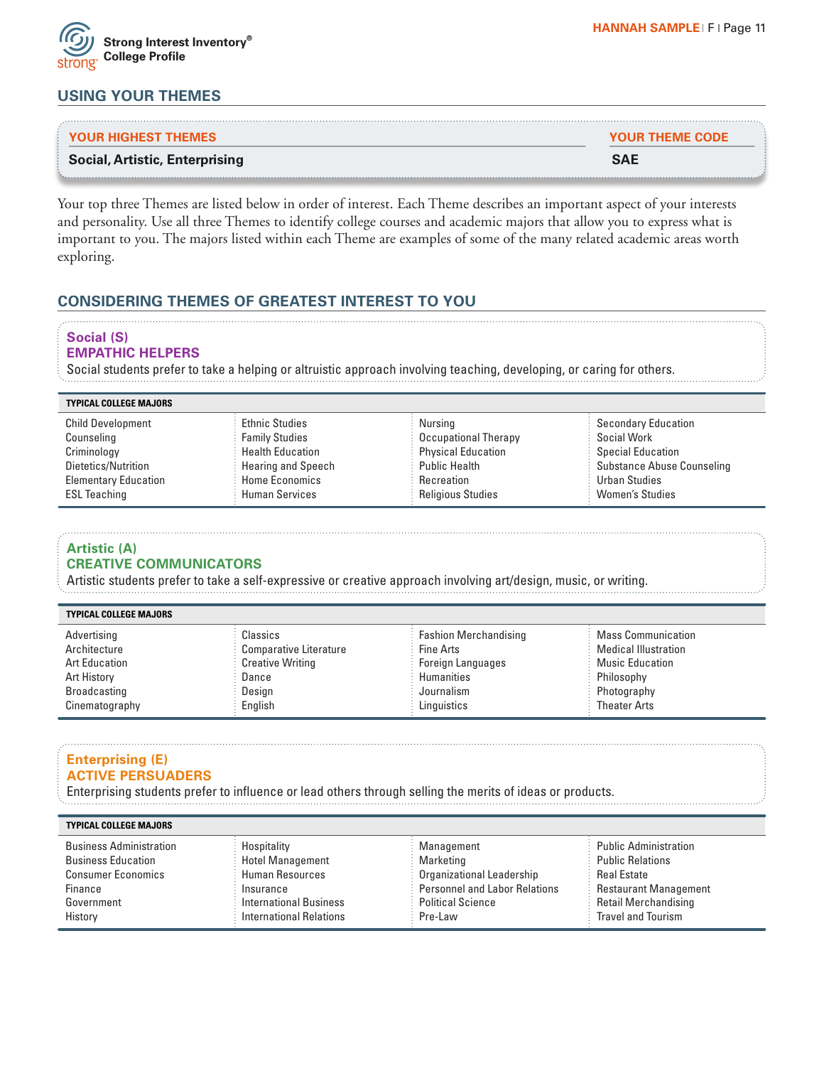## USING YOUR THEMES

| YOUR HIGHEST THEMES | YOUR THEME CODE |
|---|---|
| **Social, Artistic, Enterprising** | **SAE** |

Your top three Themes are listed below in order of interest. Each Theme describes an important aspect of your interests and personality. Use all three Themes to identify college courses and academic majors that allow you to express what is important to you. The majors listed within each Theme are examples of some of the many related academic areas worth exploring.

## CONSIDERING THEMES OF GREATEST INTEREST TO YOU

### Social (S)
### EMPATHIC HELPERS

Social students prefer to take a helping or altruistic approach involving teaching, developing, or caring for others.

| TYPICAL COLLEGE MAJORS | | | |
|---|---|---|---|
| Child Development | Ethnic Studies | Nursing | Secondary Education |
| Counseling | Family Studies | Occupational Therapy | Social Work |
| Criminology | Health Education | Physical Education | Special Education |
| Dietetics/Nutrition | Hearing and Speech | Public Health | Substance Abuse Counseling |
| Elementary Education | Home Economics | Recreation | Urban Studies |
| ESL Teaching | Human Services | Religious Studies | Women's Studies |

### Artistic (A)
### CREATIVE COMMUNICATORS

Artistic students prefer to take a self-expressive or creative approach involving art/design, music, or writing.

| TYPICAL COLLEGE MAJORS | | | |
|---|---|---|---|
| Advertising | Classics | Fashion Merchandising | Mass Communication |
| Architecture | Comparative Literature | Fine Arts | Medical Illustration |
| Art Education | Creative Writing | Foreign Languages | Music Education |
| Art History | Dance | Humanities | Philosophy |
| Broadcasting | Design | Journalism | Photography |
| Cinematography | English | Linguistics | Theater Arts |

### Enterprising (E)
### ACTIVE PERSUADERS

Enterprising students prefer to influence or lead others through selling the merits of ideas or products.

| TYPICAL COLLEGE MAJORS | | | |
|---|---|---|---|
| Business Administration | Hospitality | Management | Public Administration |
| Business Education | Hotel Management | Marketing | Public Relations |
| Consumer Economics | Human Resources | Organizational Leadership | Real Estate |
| Finance | Insurance | Personnel and Labor Relations | Restaurant Management |
| Government | International Business | Political Science | Retail Merchandising |
| History | International Relations | Pre-Law | Travel and Tourism |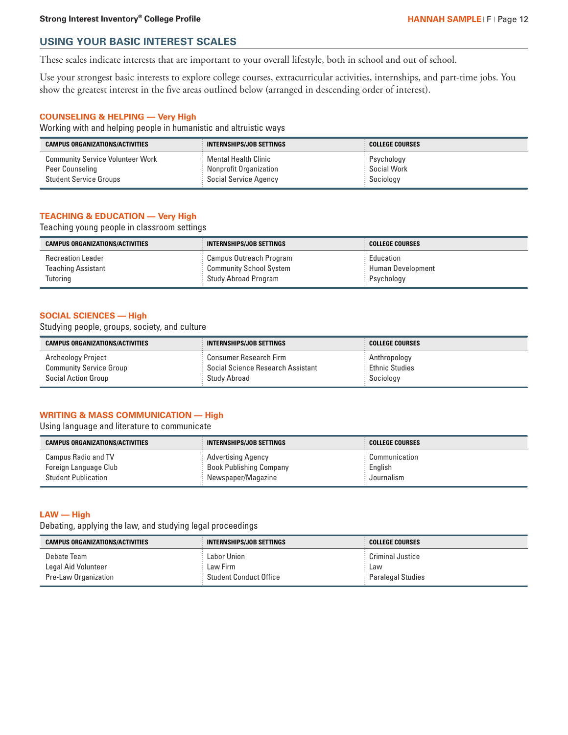## USING YOUR BASIC INTEREST SCALES

These scales indicate interests that are important to your overall lifestyle, both in school and out of school.

Use your strongest basic interests to explore college courses, extracurricular activities, internships, and part-time jobs. You show the greatest interest in the five areas outlined below (arranged in descending order of interest).

### COUNSELING & HELPING — Very High

Working with and helping people in humanistic and altruistic ways

| CAMPUS ORGANIZATIONS/ACTIVITIES | INTERNSHIPS/JOB SETTINGS | COLLEGE COURSES |
|---|---|---|
| Community Service Volunteer Work | Mental Health Clinic | Psychology |
| Peer Counseling | Nonprofit Organization | Social Work |
| Student Service Groups | Social Service Agency | Sociology |

### TEACHING & EDUCATION — Very High

Teaching young people in classroom settings

| CAMPUS ORGANIZATIONS/ACTIVITIES | INTERNSHIPS/JOB SETTINGS | COLLEGE COURSES |
|---|---|---|
| Recreation Leader | Campus Outreach Program | Education |
| Teaching Assistant | Community School System | Human Development |
| Tutoring | Study Abroad Program | Psychology |

### SOCIAL SCIENCES — High

Studying people, groups, society, and culture

| CAMPUS ORGANIZATIONS/ACTIVITIES | INTERNSHIPS/JOB SETTINGS | COLLEGE COURSES |
|---|---|---|
| Archeology Project | Consumer Research Firm | Anthropology |
| Community Service Group | Social Science Research Assistant | Ethnic Studies |
| Social Action Group | Study Abroad | Sociology |

### WRITING & MASS COMMUNICATION — High

Using language and literature to communicate

| CAMPUS ORGANIZATIONS/ACTIVITIES | INTERNSHIPS/JOB SETTINGS | COLLEGE COURSES |
|---|---|---|
| Campus Radio and TV | Advertising Agency | Communication |
| Foreign Language Club | Book Publishing Company | English |
| Student Publication | Newspaper/Magazine | Journalism |

### LAW — High

Debating, applying the law, and studying legal proceedings

| CAMPUS ORGANIZATIONS/ACTIVITIES | INTERNSHIPS/JOB SETTINGS | COLLEGE COURSES |
|---|---|---|
| Debate Team | Labor Union | Criminal Justice |
| Legal Aid Volunteer | Law Firm | Law |
| Pre-Law Organization | Student Conduct Office | Paralegal Studies |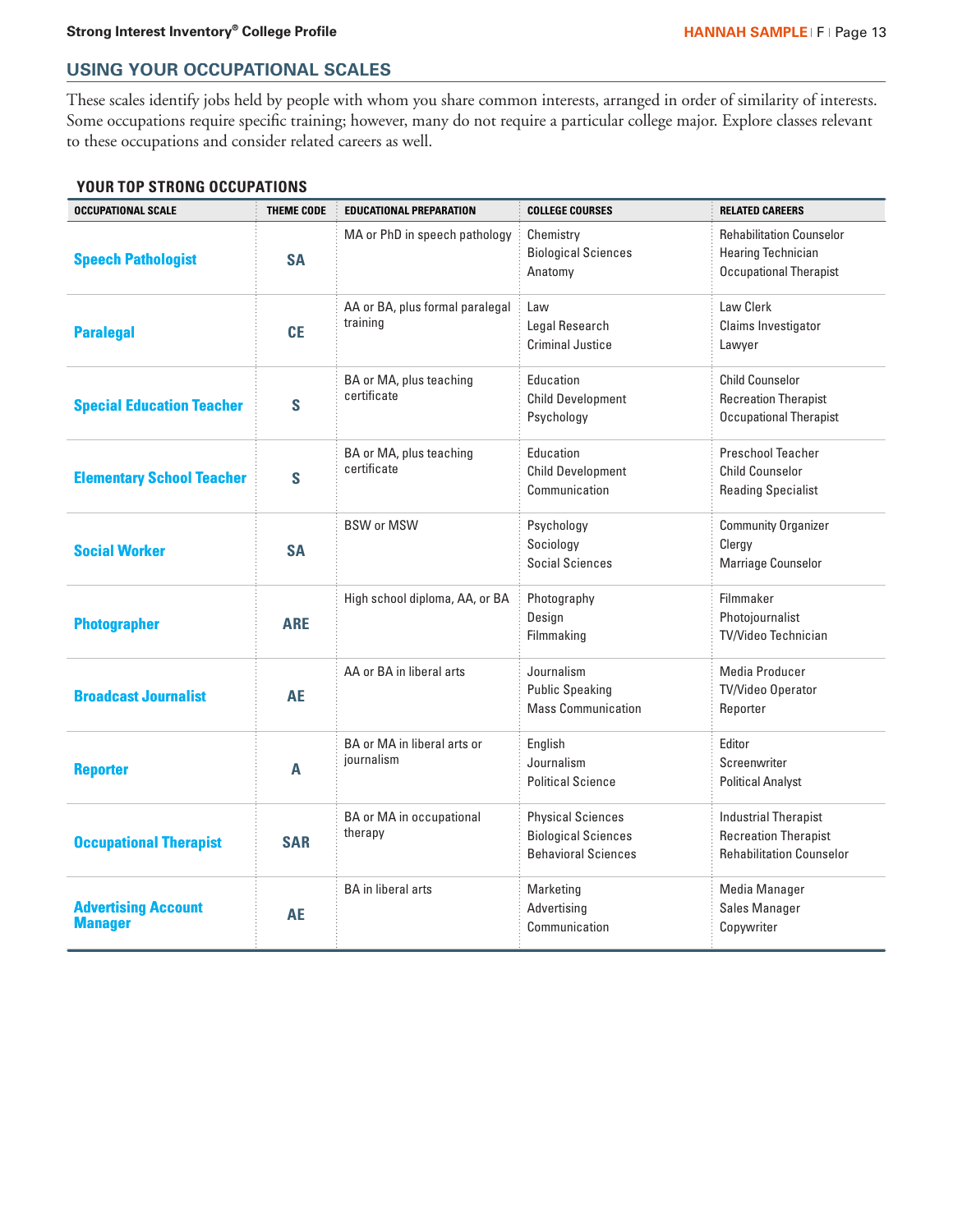## USING YOUR OCCUPATIONAL SCALES

These scales identify jobs held by people with whom you share common interests, arranged in order of similarity of interests. Some occupations require specific training; however, many do not require a particular college major. Explore classes relevant to these occupations and consider related careers as well.

### YOUR TOP STRONG OCCUPATIONS

| OCCUPATIONAL SCALE | THEME CODE | EDUCATIONAL PREPARATION | COLLEGE COURSES | RELATED CAREERS |
|---|---|---|---|---|
| **Speech Pathologist** | **SA** | MA or PhD in speech pathology | Chemistry<br>Biological Sciences<br>Anatomy | Rehabilitation Counselor<br>Hearing Technician<br>Occupational Therapist |
| **Paralegal** | **CE** | AA or BA, plus formal paralegal training | Law<br>Legal Research<br>Criminal Justice | Law Clerk<br>Claims Investigator<br>Lawyer |
| **Special Education Teacher** | **S** | BA or MA, plus teaching certificate | Education<br>Child Development<br>Psychology | Child Counselor<br>Recreation Therapist<br>Occupational Therapist |
| **Elementary School Teacher** | **S** | BA or MA, plus teaching certificate | Education<br>Child Development<br>Communication | Preschool Teacher<br>Child Counselor<br>Reading Specialist |
| **Social Worker** | **SA** | BSW or MSW | Psychology<br>Sociology<br>Social Sciences | Community Organizer<br>Clergy<br>Marriage Counselor |
| **Photographer** | **ARE** | High school diploma, AA, or BA | Photography<br>Design<br>Filmmaking | Filmmaker<br>Photojournalist<br>TV/Video Technician |
| **Broadcast Journalist** | **AE** | AA or BA in liberal arts | Journalism<br>Public Speaking<br>Mass Communication | Media Producer<br>TV/Video Operator<br>Reporter |
| **Reporter** | **A** | BA or MA in liberal arts or journalism | English<br>Journalism<br>Political Science | Editor<br>Screenwriter<br>Political Analyst |
| **Occupational Therapist** | **SAR** | BA or MA in occupational therapy | Physical Sciences<br>Biological Sciences<br>Behavioral Sciences | Industrial Therapist<br>Recreation Therapist<br>Rehabilitation Counselor |
| **Advertising Account Manager** | **AE** | BA in liberal arts | Marketing<br>Advertising<br>Communication | Media Manager<br>Sales Manager<br>Copywriter |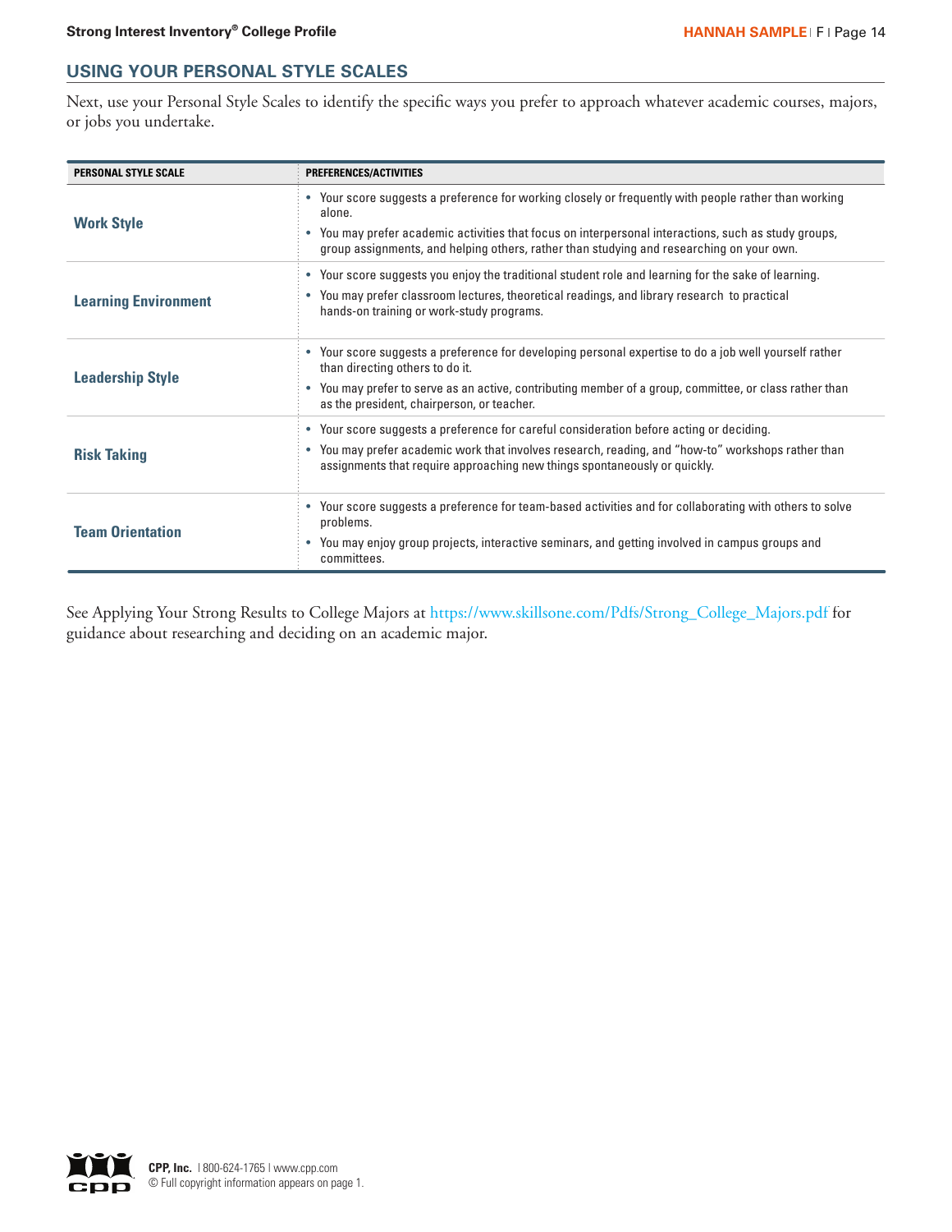## USING YOUR PERSONAL STYLE SCALES

Next, use your Personal Style Scales to identify the specific ways you prefer to approach whatever academic courses, majors, or jobs you undertake.

| PERSONAL STYLE SCALE | PREFERENCES/ACTIVITIES |
|---|---|
| **Work Style** | • Your score suggests a preference for working closely or frequently with people rather than working alone.<br>• You may prefer academic activities that focus on interpersonal interactions, such as study groups, group assignments, and helping others, rather than studying and researching on your own. |
| **Learning Environment** | • Your score suggests you enjoy the traditional student role and learning for the sake of learning.<br>• You may prefer classroom lectures, theoretical readings, and library research to practical hands-on training or work-study programs. |
| **Leadership Style** | • Your score suggests a preference for developing personal expertise to do a job well yourself rather than directing others to do it.<br>• You may prefer to serve as an active, contributing member of a group, committee, or class rather than as the president, chairperson, or teacher. |
| **Risk Taking** | • Your score suggests a preference for careful consideration before acting or deciding.<br>• You may prefer academic work that involves research, reading, and "how-to" workshops rather than assignments that require approaching new things spontaneously or quickly. |
| **Team Orientation** | • Your score suggests a preference for team-based activities and for collaborating with others to solve problems.<br>• You may enjoy group projects, interactive seminars, and getting involved in campus groups and committees. |

See Applying Your Strong Results to College Majors at https://www.skillsone.com/Pdfs/Strong_College_Majors.pdf for guidance about researching and deciding on an academic major.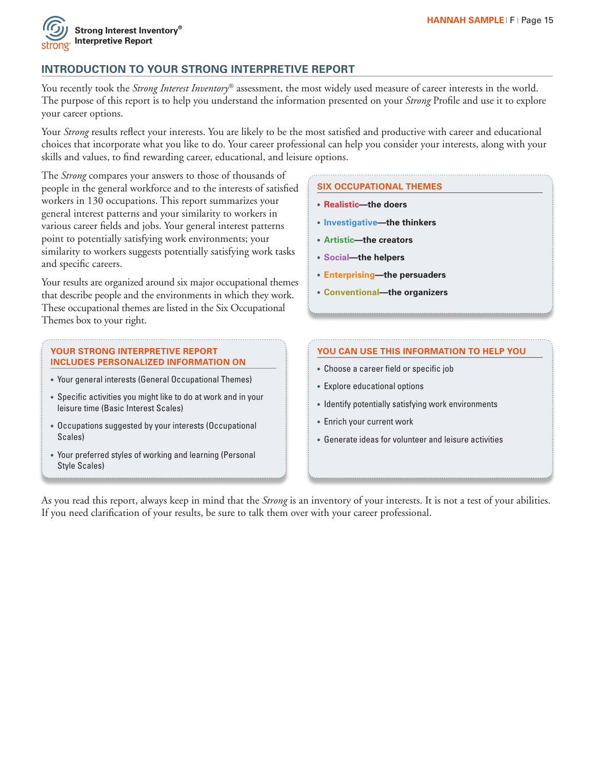## INTRODUCTION TO YOUR STRONG INTERPRETIVE REPORT

You recently took the *Strong Interest Inventory*® assessment, the most widely used measure of career interests in the world. The purpose of this report is to help you understand the information presented on your *Strong* Profile and use it to explore your career options.

Your *Strong* results reflect your interests. You are likely to be the most satisfied and productive with career and educational choices that incorporate what you like to do. Your career professional can help you consider your interests, along with your skills and values, to find rewarding career, educational, and leisure options.

The *Strong* compares your answers to those of thousands of people in the general workforce and to the interests of satisfied workers in 130 occupations. This report summarizes your general interest patterns and your similarity to workers in various career fields and jobs. Your general interest patterns point to potentially satisfying work environments; your similarity to workers suggests potentially satisfying work tasks and specific careers.

Your results are organized around six major occupational themes that describe people and the environments in which they work. These occupational themes are listed in the Six Occupational Themes box to your right.

### SIX OCCUPATIONAL THEMES

- **Realistic—the doers**
- **Investigative—the thinkers**
- **Artistic—the creators**
- **Social—the helpers**
- **Enterprising—the persuaders**
- **Conventional—the organizers**

### YOUR STRONG INTERPRETIVE REPORT INCLUDES PERSONALIZED INFORMATION ON

- Your general interests (General Occupational Themes)
- Specific activities you might like to do at work and in your leisure time (Basic Interest Scales)
- Occupations suggested by your interests (Occupational Scales)
- Your preferred styles of working and learning (Personal Style Scales)

### YOU CAN USE THIS INFORMATION TO HELP YOU

- Choose a career field or specific job
- Explore educational options
- Identify potentially satisfying work environments
- Enrich your current work
- Generate ideas for volunteer and leisure activities

As you read this report, always keep in mind that the *Strong* is an inventory of your interests. It is not a test of your abilities. If you need clarification of your results, be sure to talk them over with your career professional.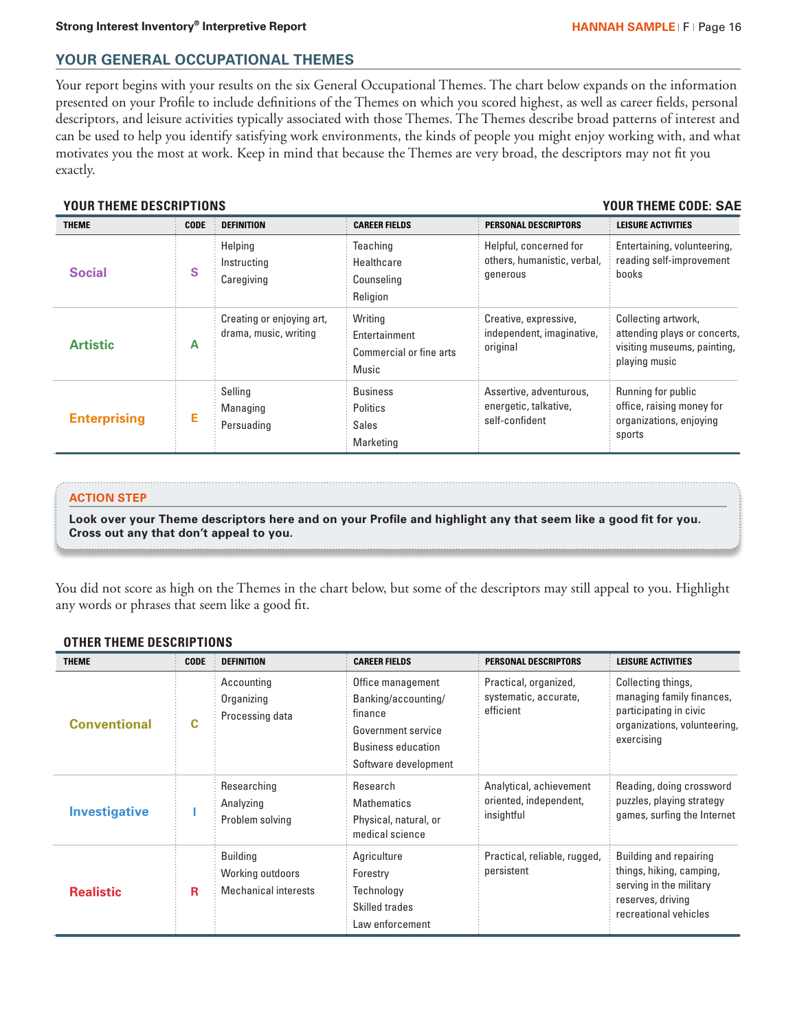## YOUR GENERAL OCCUPATIONAL THEMES

Your report begins with your results on the six General Occupational Themes. The chart below expands on the information presented on your Profile to include definitions of the Themes on which you scored highest, as well as career fields, personal descriptors, and leisure activities typically associated with those Themes. The Themes describe broad patterns of interest and can be used to help you identify satisfying work environments, the kinds of people you might enjoy working with, and what motivates you the most at work. Keep in mind that because the Themes are very broad, the descriptors may not fit you exactly.

### YOUR THEME DESCRIPTIONS

**YOUR THEME CODE: SAE**

| THEME | CODE | DEFINITION | CAREER FIELDS | PERSONAL DESCRIPTORS | LEISURE ACTIVITIES |
|---|---|---|---|---|---|
| **Social** | **S** | Helping<br>Instructing<br>Caregiving | Teaching<br>Healthcare<br>Counseling<br>Religion | Helpful, concerned for others, humanistic, verbal, generous | Entertaining, volunteering, reading self-improvement books |
| **Artistic** | **A** | Creating or enjoying art, drama, music, writing | Writing<br>Entertainment<br>Commercial or fine arts<br>Music | Creative, expressive, independent, imaginative, original | Collecting artwork, attending plays or concerts, visiting museums, painting, playing music |
| **Enterprising** | **E** | Selling<br>Managing<br>Persuading | Business<br>Politics<br>Sales<br>Marketing | Assertive, adventurous, energetic, talkative, self-confident | Running for public office, raising money for organizations, enjoying sports |

**ACTION STEP**

**Look over your Theme descriptors here and on your Profile and highlight any that seem like a good fit for you. Cross out any that don't appeal to you.**

You did not score as high on the Themes in the chart below, but some of the descriptors may still appeal to you. Highlight any words or phrases that seem like a good fit.

### OTHER THEME DESCRIPTIONS

| THEME | CODE | DEFINITION | CAREER FIELDS | PERSONAL DESCRIPTORS | LEISURE ACTIVITIES |
|---|---|---|---|---|---|
| **Conventional** | **C** | Accounting<br>Organizing<br>Processing data | Office management<br>Banking/accounting/finance<br>Government service<br>Business education<br>Software development | Practical, organized, systematic, accurate, efficient | Collecting things, managing family finances, participating in civic organizations, volunteering, exercising |
| **Investigative** | **I** | Researching<br>Analyzing<br>Problem solving | Research<br>Mathematics<br>Physical, natural, or medical science | Analytical, achievement oriented, independent, insightful | Reading, doing crossword puzzles, playing strategy games, surfing the Internet |
| **Realistic** | **R** | Building<br>Working outdoors<br>Mechanical interests | Agriculture<br>Forestry<br>Technology<br>Skilled trades<br>Law enforcement | Practical, reliable, rugged, persistent | Building and repairing things, hiking, camping, serving in the military reserves, driving recreational vehicles |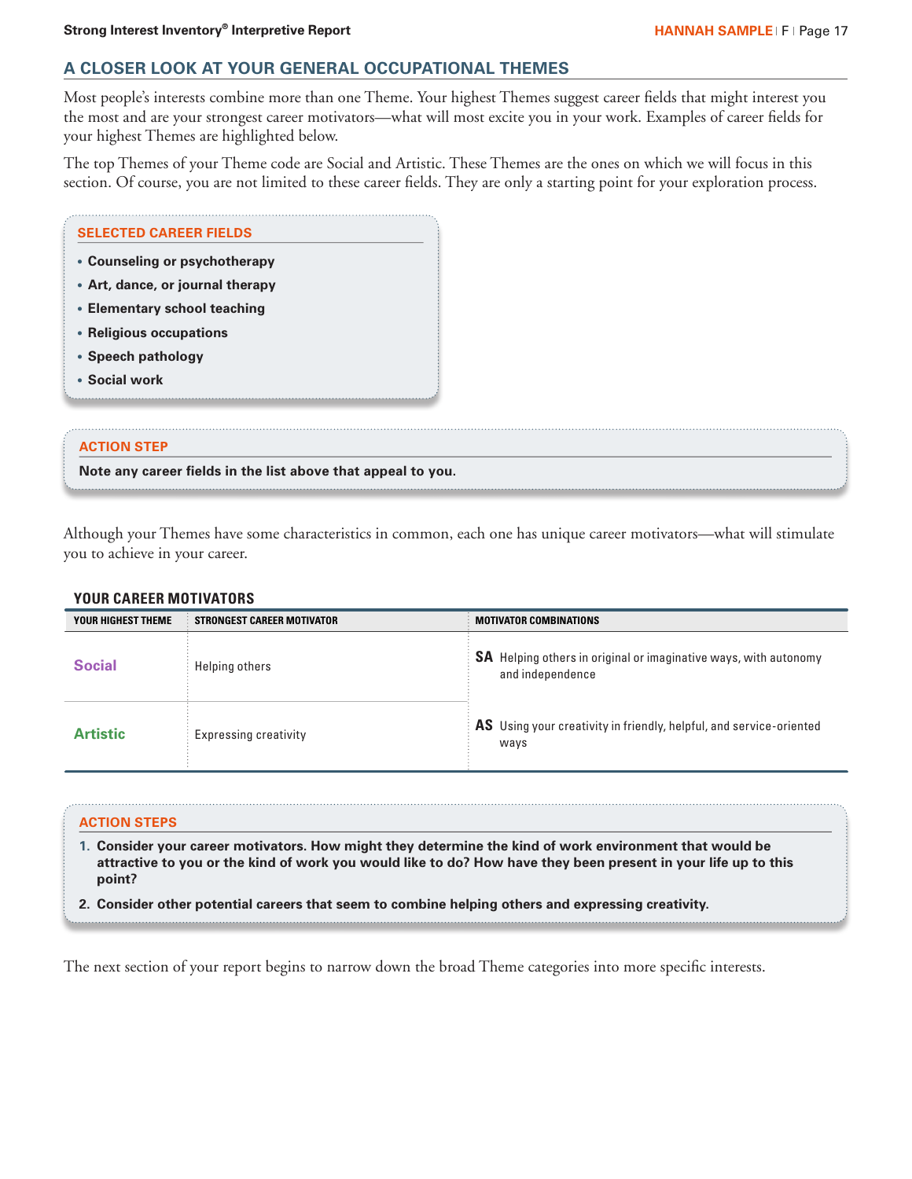## A CLOSER LOOK AT YOUR GENERAL OCCUPATIONAL THEMES

Most people's interests combine more than one Theme. Your highest Themes suggest career fields that might interest you the most and are your strongest career motivators—what will most excite you in your work. Examples of career fields for your highest Themes are highlighted below.

The top Themes of your Theme code are Social and Artistic. These Themes are the ones on which we will focus in this section. Of course, you are not limited to these career fields. They are only a starting point for your exploration process.

### SELECTED CAREER FIELDS

- **Counseling or psychotherapy**
- **Art, dance, or journal therapy**
- **Elementary school teaching**
- **Religious occupations**
- **Speech pathology**
- **Social work**

### ACTION STEP

**Note any career fields in the list above that appeal to you.**

Although your Themes have some characteristics in common, each one has unique career motivators—what will stimulate you to achieve in your career.

### YOUR CAREER MOTIVATORS

| YOUR HIGHEST THEME | STRONGEST CAREER MOTIVATOR | MOTIVATOR COMBINATIONS |
|---|---|---|
| **Social** | Helping others | **SA** Helping others in original or imaginative ways, with autonomy and independence |
| **Artistic** | Expressing creativity | **AS** Using your creativity in friendly, helpful, and service-oriented ways |

### ACTION STEPS

1. **Consider your career motivators. How might they determine the kind of work environment that would be attractive to you or the kind of work you would like to do? How have they been present in your life up to this point?**
2. **Consider other potential careers that seem to combine helping others and expressing creativity.**

The next section of your report begins to narrow down the broad Theme categories into more specific interests.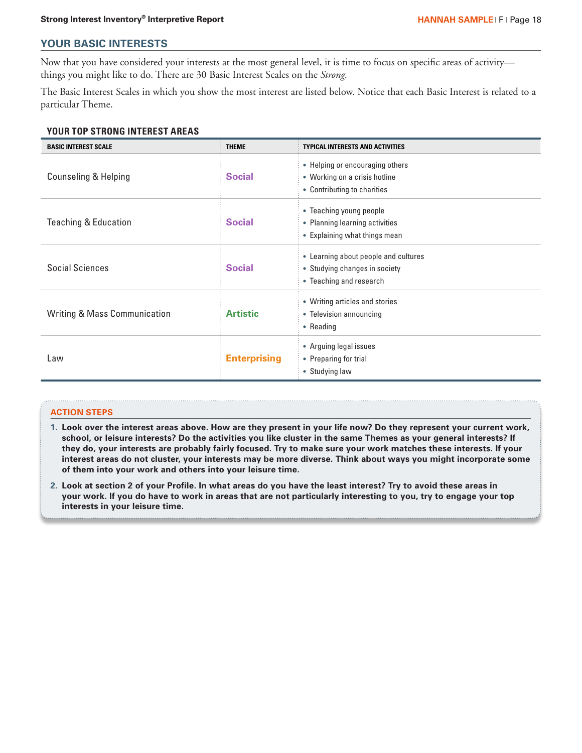## YOUR BASIC INTERESTS

Now that you have considered your interests at the most general level, it is time to focus on specific areas of activity—things you might like to do. There are 30 Basic Interest Scales on the *Strong*.

The Basic Interest Scales in which you show the most interest are listed below. Notice that each Basic Interest is related to a particular Theme.

### YOUR TOP STRONG INTEREST AREAS

| BASIC INTEREST SCALE | THEME | TYPICAL INTERESTS AND ACTIVITIES |
|---|---|---|
| Counseling & Helping | **Social** | • Helping or encouraging others<br>• Working on a crisis hotline<br>• Contributing to charities |
| Teaching & Education | **Social** | • Teaching young people<br>• Planning learning activities<br>• Explaining what things mean |
| Social Sciences | **Social** | • Learning about people and cultures<br>• Studying changes in society<br>• Teaching and research |
| Writing & Mass Communication | **Artistic** | • Writing articles and stories<br>• Television announcing<br>• Reading |
| Law | **Enterprising** | • Arguing legal issues<br>• Preparing for trial<br>• Studying law |

#### ACTION STEPS

1. **Look over the interest areas above. How are they present in your life now? Do they represent your current work, school, or leisure interests? Do the activities you like cluster in the same Themes as your general interests? If they do, your interests are probably fairly focused. Try to make sure your work matches these interests. If your interest areas do not cluster, your interests may be more diverse. Think about ways you might incorporate some of them into your work and others into your leisure time.**
2. **Look at section 2 of your Profile. In what areas do you have the least interest? Try to avoid these areas in your work. If you do have to work in areas that are not particularly interesting to you, try to engage your top interests in your leisure time.**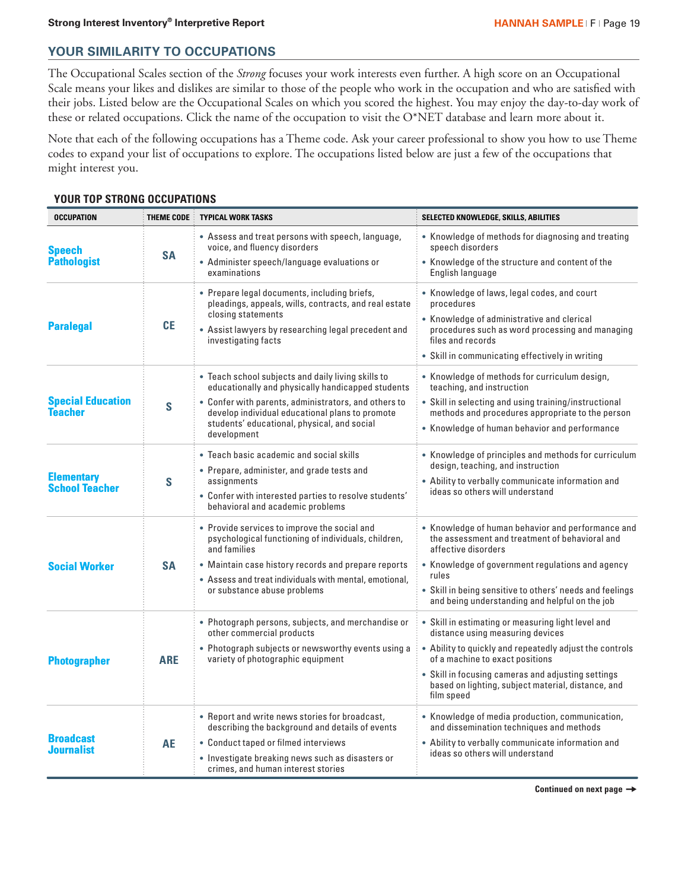## YOUR SIMILARITY TO OCCUPATIONS

The Occupational Scales section of the *Strong* focuses your work interests even further. A high score on an Occupational Scale means your likes and dislikes are similar to those of the people who work in the occupation and who are satisfied with their jobs. Listed below are the Occupational Scales on which you scored the highest. You may enjoy the day-to-day work of these or related occupations. Click the name of the occupation to visit the O*NET database and learn more about it.

Note that each of the following occupations has a Theme code. Ask your career professional to show you how to use Theme codes to expand your list of occupations to explore. The occupations listed below are just a few of the occupations that might interest you.

### YOUR TOP STRONG OCCUPATIONS

| OCCUPATION | THEME CODE | TYPICAL WORK TASKS | SELECTED KNOWLEDGE, SKILLS, ABILITIES |
|---|---|---|---|
| **Speech Pathologist** | SA | • Assess and treat persons with speech, language, voice, and fluency disorders<br>• Administer speech/language evaluations or examinations | • Knowledge of methods for diagnosing and treating speech disorders<br>• Knowledge of the structure and content of the English language |
| **Paralegal** | CE | • Prepare legal documents, including briefs, pleadings, appeals, wills, contracts, and real estate closing statements<br>• Assist lawyers by researching legal precedent and investigating facts | • Knowledge of laws, legal codes, and court procedures<br>• Knowledge of administrative and clerical procedures such as word processing and managing files and records<br>• Skill in communicating effectively in writing |
| **Special Education Teacher** | S | • Teach school subjects and daily living skills to educationally and physically handicapped students<br>• Confer with parents, administrators, and others to develop individual educational plans to promote students' educational, physical, and social development | • Knowledge of methods for curriculum design, teaching, and instruction<br>• Skill in selecting and using training/instructional methods and procedures appropriate to the person<br>• Knowledge of human behavior and performance |
| **Elementary School Teacher** | S | • Teach basic academic and social skills<br>• Prepare, administer, and grade tests and assignments<br>• Confer with interested parties to resolve students' behavioral and academic problems | • Knowledge of principles and methods for curriculum design, teaching, and instruction<br>• Ability to verbally communicate information and ideas so others will understand |
| **Social Worker** | SA | • Provide services to improve the social and psychological functioning of individuals, children, and families<br>• Maintain case history records and prepare reports<br>• Assess and treat individuals with mental, emotional, or substance abuse problems | • Knowledge of human behavior and performance and the assessment and treatment of behavioral and affective disorders<br>• Knowledge of government regulations and agency rules<br>• Skill in being sensitive to others' needs and feelings and being understanding and helpful on the job |
| **Photographer** | ARE | • Photograph persons, subjects, and merchandise or other commercial products<br>• Photograph subjects or newsworthy events using a variety of photographic equipment | • Skill in estimating or measuring light level and distance using measuring devices<br>• Ability to quickly and repeatedly adjust the controls of a machine to exact positions<br>• Skill in focusing cameras and adjusting settings based on lighting, subject material, distance, and film speed |
| **Broadcast Journalist** | AE | • Report and write news stories for broadcast, describing the background and details of events<br>• Conduct taped or filmed interviews<br>• Investigate breaking news such as disasters or crimes, and human interest stories | • Knowledge of media production, communication, and dissemination techniques and methods<br>• Ability to verbally communicate information and ideas so others will understand |

**Continued on next page →**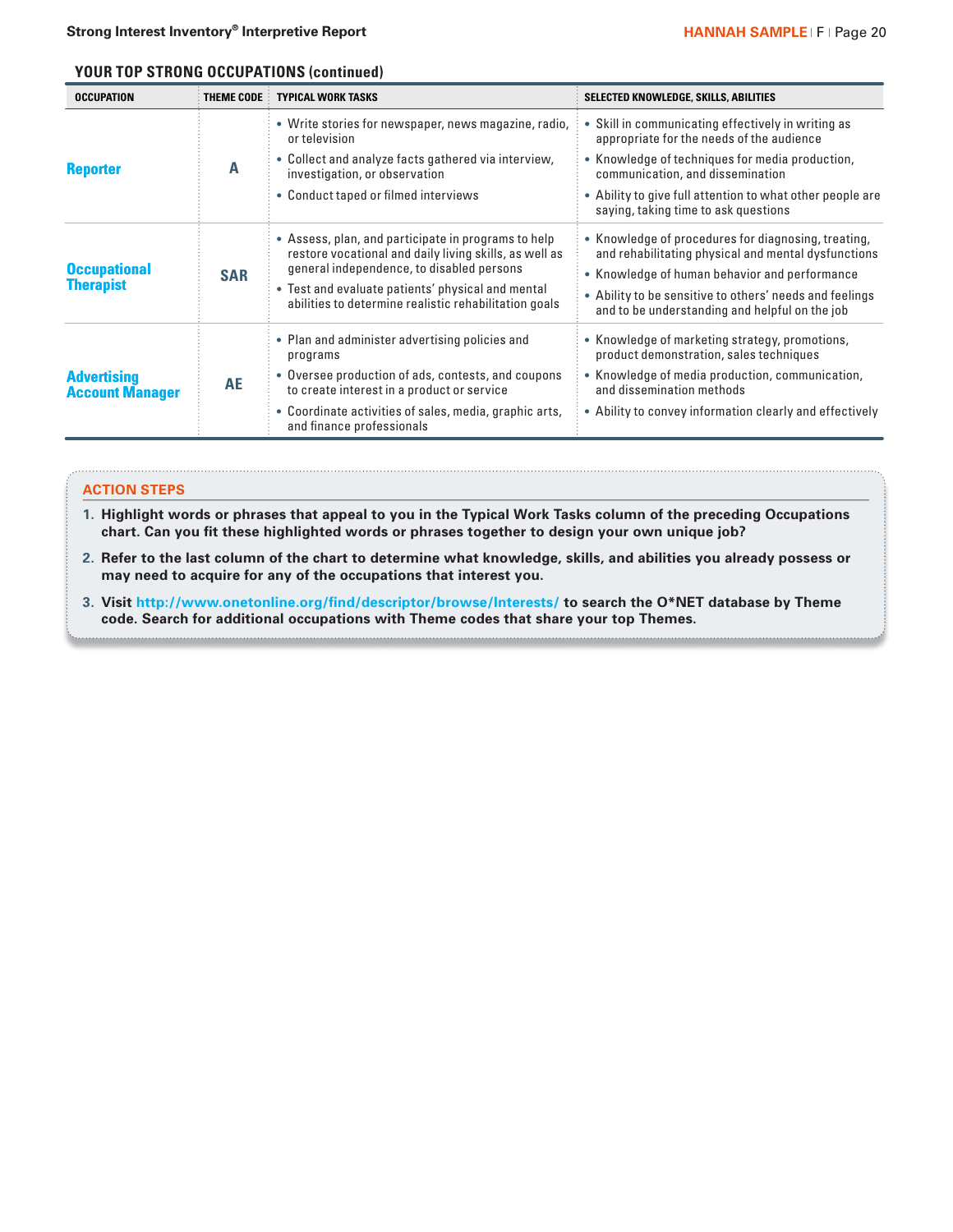## YOUR TOP STRONG OCCUPATIONS (continued)

| OCCUPATION | THEME CODE | TYPICAL WORK TASKS | SELECTED KNOWLEDGE, SKILLS, ABILITIES |
|---|---|---|---|
| **Reporter** | A | • Write stories for newspaper, news magazine, radio, or television<br>• Collect and analyze facts gathered via interview, investigation, or observation<br>• Conduct taped or filmed interviews | • Skill in communicating effectively in writing as appropriate for the needs of the audience<br>• Knowledge of techniques for media production, communication, and dissemination<br>• Ability to give full attention to what other people are saying, taking time to ask questions |
| **Occupational Therapist** | SAR | • Assess, plan, and participate in programs to help restore vocational and daily living skills, as well as general independence, to disabled persons<br>• Test and evaluate patients' physical and mental abilities to determine realistic rehabilitation goals | • Knowledge of procedures for diagnosing, treating, and rehabilitating physical and mental dysfunctions<br>• Knowledge of human behavior and performance<br>• Ability to be sensitive to others' needs and feelings and to be understanding and helpful on the job |
| **Advertising Account Manager** | AE | • Plan and administer advertising policies and programs<br>• Oversee production of ads, contests, and coupons to create interest in a product or service<br>• Coordinate activities of sales, media, graphic arts, and finance professionals | • Knowledge of marketing strategy, promotions, product demonstration, sales techniques<br>• Knowledge of media production, communication, and dissemination methods<br>• Ability to convey information clearly and effectively |

### ACTION STEPS

1. **Highlight words or phrases that appeal to you in the Typical Work Tasks column of the preceding Occupations chart. Can you fit these highlighted words or phrases together to design your own unique job?**
2. **Refer to the last column of the chart to determine what knowledge, skills, and abilities you already possess or may need to acquire for any of the occupations that interest you.**
3. **Visit http://www.onetonline.org/find/descriptor/browse/Interests/ to search the O*NET database by Theme code. Search for additional occupations with Theme codes that share your top Themes.**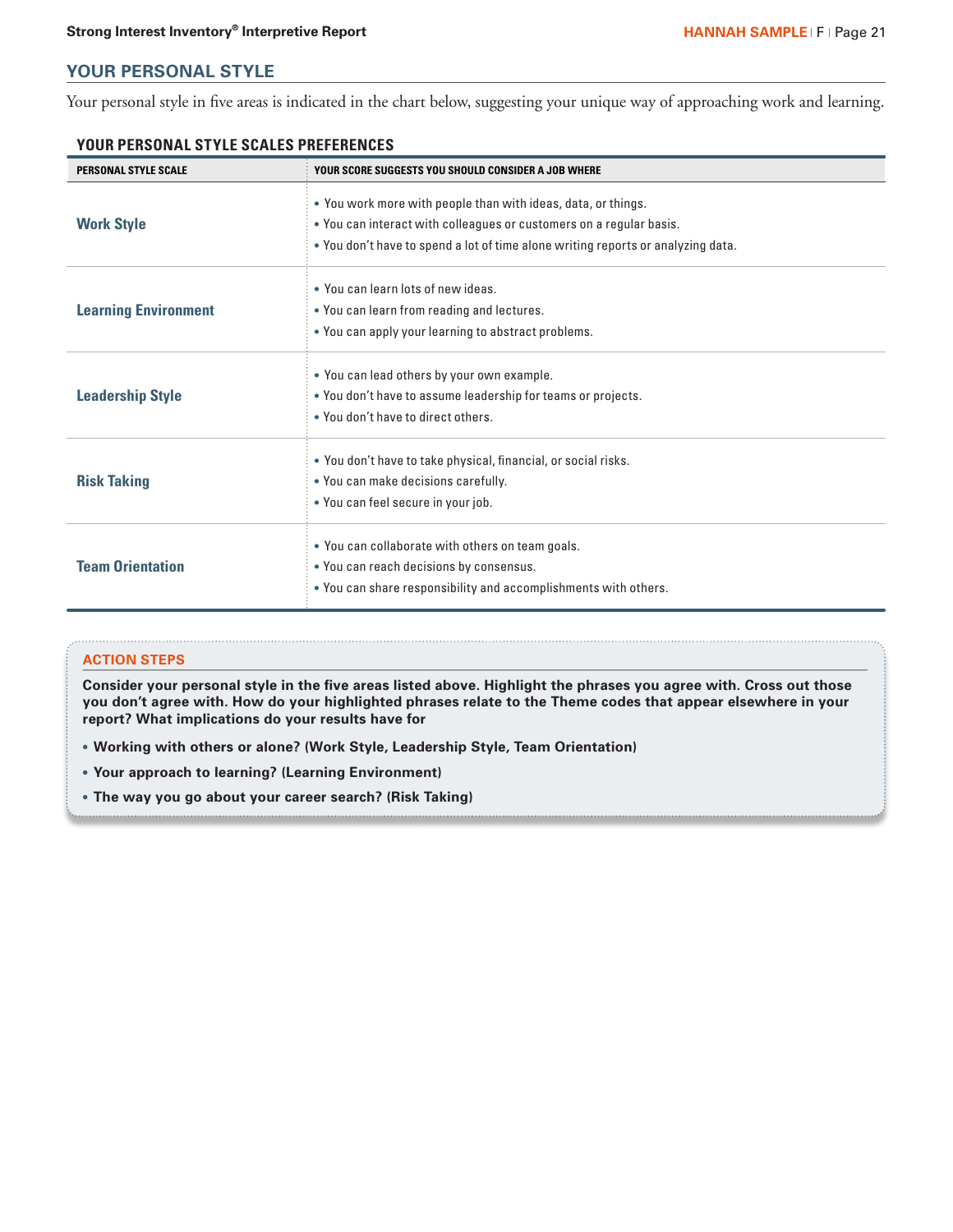## YOUR PERSONAL STYLE

Your personal style in five areas is indicated in the chart below, suggesting your unique way of approaching work and learning.

### YOUR PERSONAL STYLE SCALES PREFERENCES

| PERSONAL STYLE SCALE | YOUR SCORE SUGGESTS YOU SHOULD CONSIDER A JOB WHERE |
|---|---|
| **Work Style** | • You work more with people than with ideas, data, or things.<br>• You can interact with colleagues or customers on a regular basis.<br>• You don't have to spend a lot of time alone writing reports or analyzing data. |
| **Learning Environment** | • You can learn lots of new ideas.<br>• You can learn from reading and lectures.<br>• You can apply your learning to abstract problems. |
| **Leadership Style** | • You can lead others by your own example.<br>• You don't have to assume leadership for teams or projects.<br>• You don't have to direct others. |
| **Risk Taking** | • You don't have to take physical, financial, or social risks.<br>• You can make decisions carefully.<br>• You can feel secure in your job. |
| **Team Orientation** | • You can collaborate with others on team goals.<br>• You can reach decisions by consensus.<br>• You can share responsibility and accomplishments with others. |

### ACTION STEPS

**Consider your personal style in the five areas listed above. Highlight the phrases you agree with. Cross out those you don't agree with. How do your highlighted phrases relate to the Theme codes that appear elsewhere in your report? What implications do your results have for**

- **Working with others or alone? (Work Style, Leadership Style, Team Orientation)**
- **Your approach to learning? (Learning Environment)**
- **The way you go about your career search? (Risk Taking)**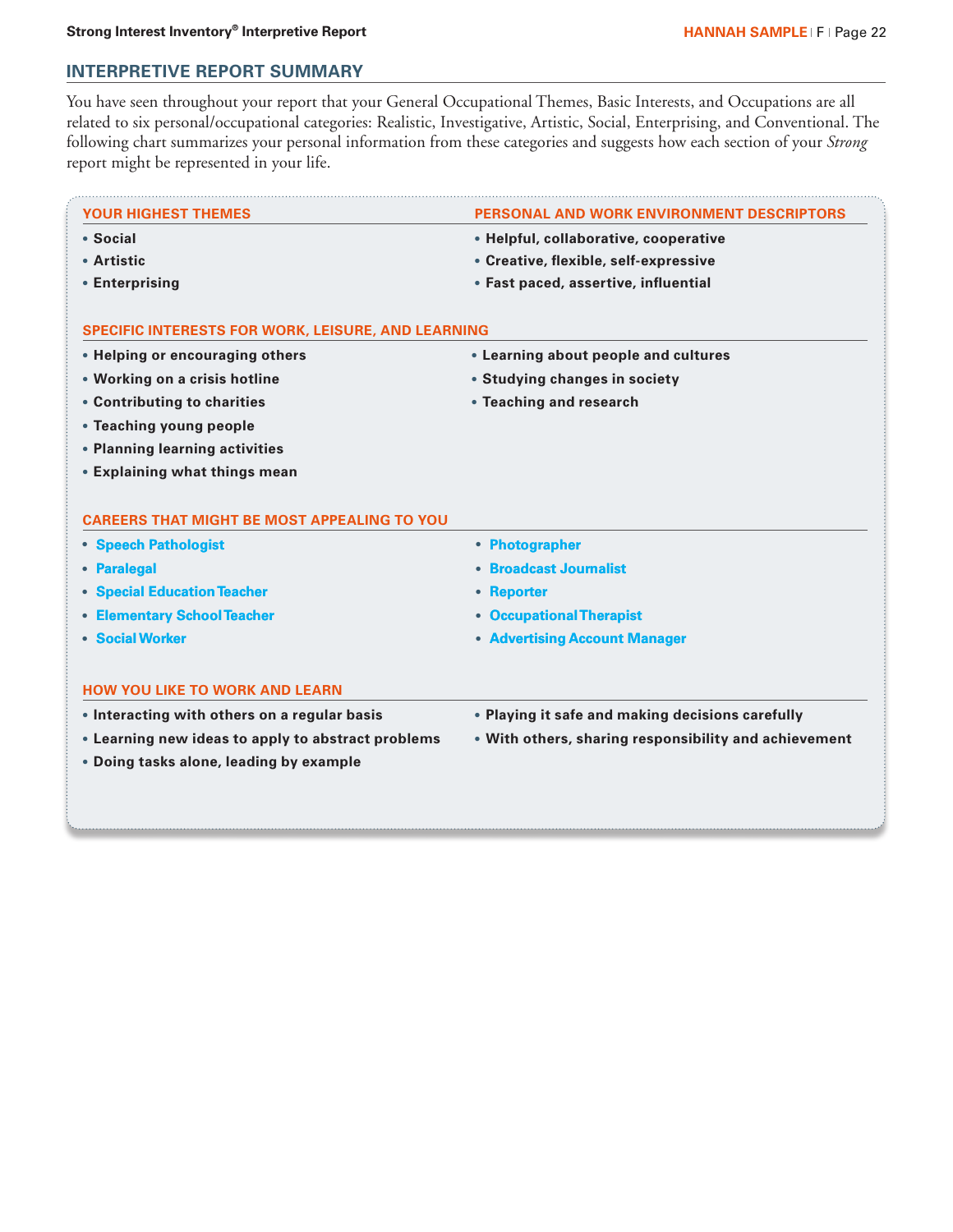## INTERPRETIVE REPORT SUMMARY

You have seen throughout your report that your General Occupational Themes, Basic Interests, and Occupations are all related to six personal/occupational categories: Realistic, Investigative, Artistic, Social, Enterprising, and Conventional. The following chart summarizes your personal information from these categories and suggests how each section of your *Strong* report might be represented in your life.

| YOUR HIGHEST THEMES | PERSONAL AND WORK ENVIRONMENT DESCRIPTORS |
| --- | --- |
| **Social** | **Helpful, collaborative, cooperative** |
| **Artistic** | **Creative, flexible, self-expressive** |
| **Enterprising** | **Fast paced, assertive, influential** |

### SPECIFIC INTERESTS FOR WORK, LEISURE, AND LEARNING

- **Helping or encouraging others**
- **Working on a crisis hotline**
- **Contributing to charities**
- **Teaching young people**
- **Planning learning activities**
- **Explaining what things mean**
- **Learning about people and cultures**
- **Studying changes in society**
- **Teaching and research**

### CAREERS THAT MIGHT BE MOST APPEALING TO YOU

- **Speech Pathologist**
- **Paralegal**
- **Special Education Teacher**
- **Elementary School Teacher**
- **Social Worker**
- **Photographer**
- **Broadcast Journalist**
- **Reporter**
- **Occupational Therapist**
- **Advertising Account Manager**

### HOW YOU LIKE TO WORK AND LEARN

- **Interacting with others on a regular basis**
- **Learning new ideas to apply to abstract problems**
- **Doing tasks alone, leading by example**
- **Playing it safe and making decisions carefully**
- **With others, sharing responsibility and achievement**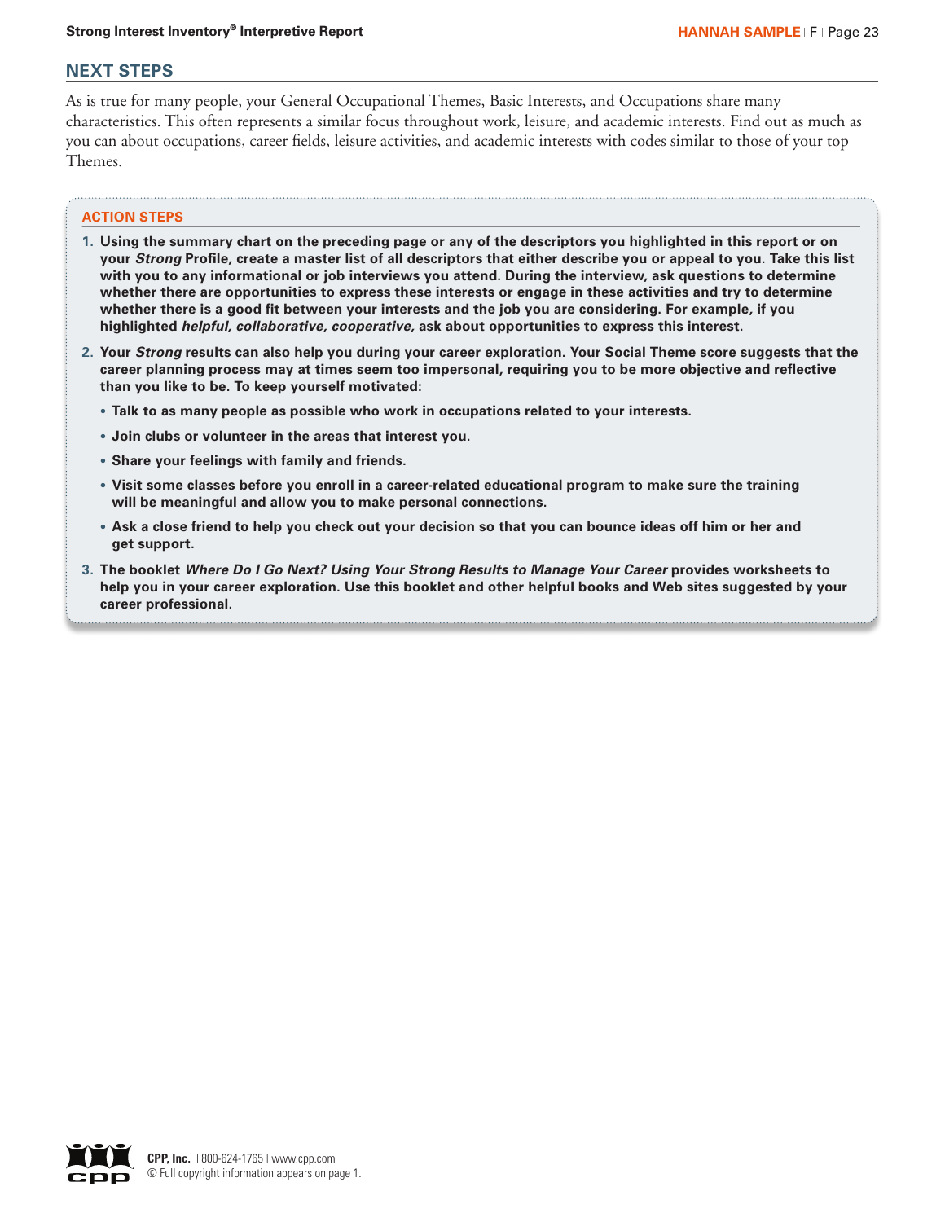## NEXT STEPS

As is true for many people, your General Occupational Themes, Basic Interests, and Occupations share many characteristics. This often represents a similar focus throughout work, leisure, and academic interests. Find out as much as you can about occupations, career fields, leisure activities, and academic interests with codes similar to those of your top Themes.

### ACTION STEPS

1. **Using the summary chart on the preceding page or any of the descriptors you highlighted in this report or on your *Strong* Profile, create a master list of all descriptors that either describe you or appeal to you. Take this list with you to any informational or job interviews you attend. During the interview, ask questions to determine whether there are opportunities to express these interests or engage in these activities and try to determine whether there is a good fit between your interests and the job you are considering. For example, if you highlighted *helpful, collaborative, cooperative,* ask about opportunities to express this interest.**
2. **Your *Strong* results can also help you during your career exploration. Your Social Theme score suggests that the career planning process may at times seem too impersonal, requiring you to be more objective and reflective than you like to be. To keep yourself motivated:**
   - **Talk to as many people as possible who work in occupations related to your interests.**
   - **Join clubs or volunteer in the areas that interest you.**
   - **Share your feelings with family and friends.**
   - **Visit some classes before you enroll in a career-related educational program to make sure the training will be meaningful and allow you to make personal connections.**
   - **Ask a close friend to help you check out your decision so that you can bounce ideas off him or her and get support.**
3. **The booklet *Where Do I Go Next? Using Your Strong Results to Manage Your Career* provides worksheets to help you in your career exploration. Use this booklet and other helpful books and Web sites suggested by your career professional.**

**CPP, Inc.** | 800-624-1765 | www.cpp.com
© Full copyright information appears on page 1.